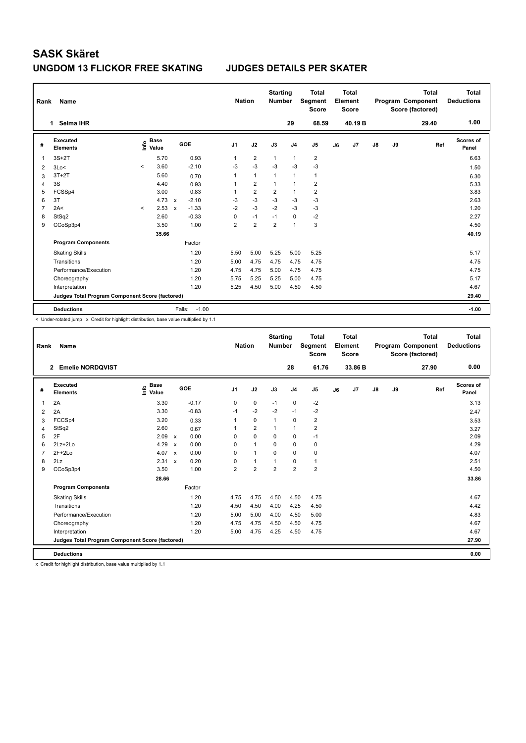# SASK Skäret

## UNGDOM 13 FLICKOR FREE SKATING JUDGES DETAILS PER SKATER

| Rank | Name | Nation | Starting Number | Total Segment Score | Total Element Score | Total Program Component Score (factored) | Total Deductions |
|---|---|---|---|---|---|---|---|
| 1 | Selma IHR | | 29 | 68.59 | 40.19 B | 29.40 | 1.00 |

| # | Executed Elements | Info | Base Value | | GOE | J1 | J2 | J3 | J4 | J5 | J6 | J7 | J8 | J9 | Ref | Scores of Panel |
|---|---|---|---|---|---|---|---|---|---|---|---|---|---|---|---|---|
| 1 | 3S+2T | | 5.70 | | 0.93 | 1 | 2 | 1 | 1 | 2 | | | | | | 6.63 |
| 2 | 3Lo< | < | 3.60 | | -2.10 | -3 | -3 | -3 | -3 | -3 | | | | | | 1.50 |
| 3 | 3T+2T | | 5.60 | | 0.70 | 1 | 1 | 1 | 1 | 1 | | | | | | 6.30 |
| 4 | 3S | | 4.40 | | 0.93 | 1 | 2 | 1 | 1 | 2 | | | | | | 5.33 |
| 5 | FCSSp4 | | 3.00 | | 0.83 | 1 | 2 | 2 | 1 | 2 | | | | | | 3.83 |
| 6 | 3T | | 4.73 | x | -2.10 | -3 | -3 | -3 | -3 | -3 | | | | | | 2.63 |
| 7 | 2A< | < | 2.53 | x | -1.33 | -2 | -3 | -2 | -3 | -3 | | | | | | 1.20 |
| 8 | StSq2 | | 2.60 | | -0.33 | 0 | -1 | -1 | 0 | -2 | | | | | | 2.27 |
| 9 | CCoSp3p4 | | 3.50 | | 1.00 | 2 | 2 | 2 | 1 | 3 | | | | | | 4.50 |
| | | | 35.66 | | | | | | | | | | | | | 40.19 |
| | **Program Components** | | | | Factor | | | | | | | | | | | |
| | Skating Skills | | | | 1.20 | 5.50 | 5.00 | 5.25 | 5.00 | 5.25 | | | | | | 5.17 |
| | Transitions | | | | 1.20 | 5.00 | 4.75 | 4.75 | 4.75 | 4.75 | | | | | | 4.75 |
| | Performance/Execution | | | | 1.20 | 4.75 | 4.75 | 5.00 | 4.75 | 4.75 | | | | | | 4.75 |
| | Choreography | | | | 1.20 | 5.75 | 5.25 | 5.25 | 5.00 | 4.75 | | | | | | 5.17 |
| | Interpretation | | | | 1.20 | 5.25 | 4.50 | 5.00 | 4.50 | 4.50 | | | | | | 4.67 |
| | **Judges Total Program Component Score (factored)** | | | | | | | | | | | | | | | 29.40 |
| | **Deductions** | | | | Falls: -1.00 | | | | | | | | | | | -1.00 |

< Under-rotated jump x Credit for highlight distribution, base value multiplied by 1.1

| Rank | Name | Nation | Starting Number | Total Segment Score | Total Element Score | Total Program Component Score (factored) | Total Deductions |
|---|---|---|---|---|---|---|---|
| 2 | Emelie NORDQVIST | | 28 | 61.76 | 33.86 B | 27.90 | 0.00 |

| # | Executed Elements | Info | Base Value | | GOE | J1 | J2 | J3 | J4 | J5 | J6 | J7 | J8 | J9 | Ref | Scores of Panel |
|---|---|---|---|---|---|---|---|---|---|---|---|---|---|---|---|---|
| 1 | 2A | | 3.30 | | -0.17 | 0 | 0 | -1 | 0 | -2 | | | | | | 3.13 |
| 2 | 2A | | 3.30 | | -0.83 | -1 | -2 | -2 | -1 | -2 | | | | | | 2.47 |
| 3 | FCCSp4 | | 3.20 | | 0.33 | 1 | 0 | 1 | 0 | 2 | | | | | | 3.53 |
| 4 | StSq2 | | 2.60 | | 0.67 | 1 | 2 | 1 | 1 | 2 | | | | | | 3.27 |
| 5 | 2F | | 2.09 | x | 0.00 | 0 | 0 | 0 | 0 | -1 | | | | | | 2.09 |
| 6 | 2Lz+2Lo | | 4.29 | x | 0.00 | 0 | 1 | 0 | 0 | 0 | | | | | | 4.29 |
| 7 | 2F+2Lo | | 4.07 | x | 0.00 | 0 | 1 | 0 | 0 | 0 | | | | | | 4.07 |
| 8 | 2Lz | | 2.31 | x | 0.20 | 0 | 1 | 1 | 0 | 1 | | | | | | 2.51 |
| 9 | CCoSp3p4 | | 3.50 | | 1.00 | 2 | 2 | 2 | 2 | 2 | | | | | | 4.50 |
| | | | 28.66 | | | | | | | | | | | | | 33.86 |
| | **Program Components** | | | | Factor | | | | | | | | | | | |
| | Skating Skills | | | | 1.20 | 4.75 | 4.75 | 4.50 | 4.50 | 4.75 | | | | | | 4.67 |
| | Transitions | | | | 1.20 | 4.50 | 4.50 | 4.00 | 4.25 | 4.50 | | | | | | 4.42 |
| | Performance/Execution | | | | 1.20 | 5.00 | 5.00 | 4.00 | 4.50 | 5.00 | | | | | | 4.83 |
| | Choreography | | | | 1.20 | 4.75 | 4.75 | 4.50 | 4.50 | 4.75 | | | | | | 4.67 |
| | Interpretation | | | | 1.20 | 5.00 | 4.75 | 4.25 | 4.50 | 4.75 | | | | | | 4.67 |
| | **Judges Total Program Component Score (factored)** | | | | | | | | | | | | | | | 27.90 |
| | **Deductions** | | | | | | | | | | | | | | | 0.00 |

x Credit for highlight distribution, base value multiplied by 1.1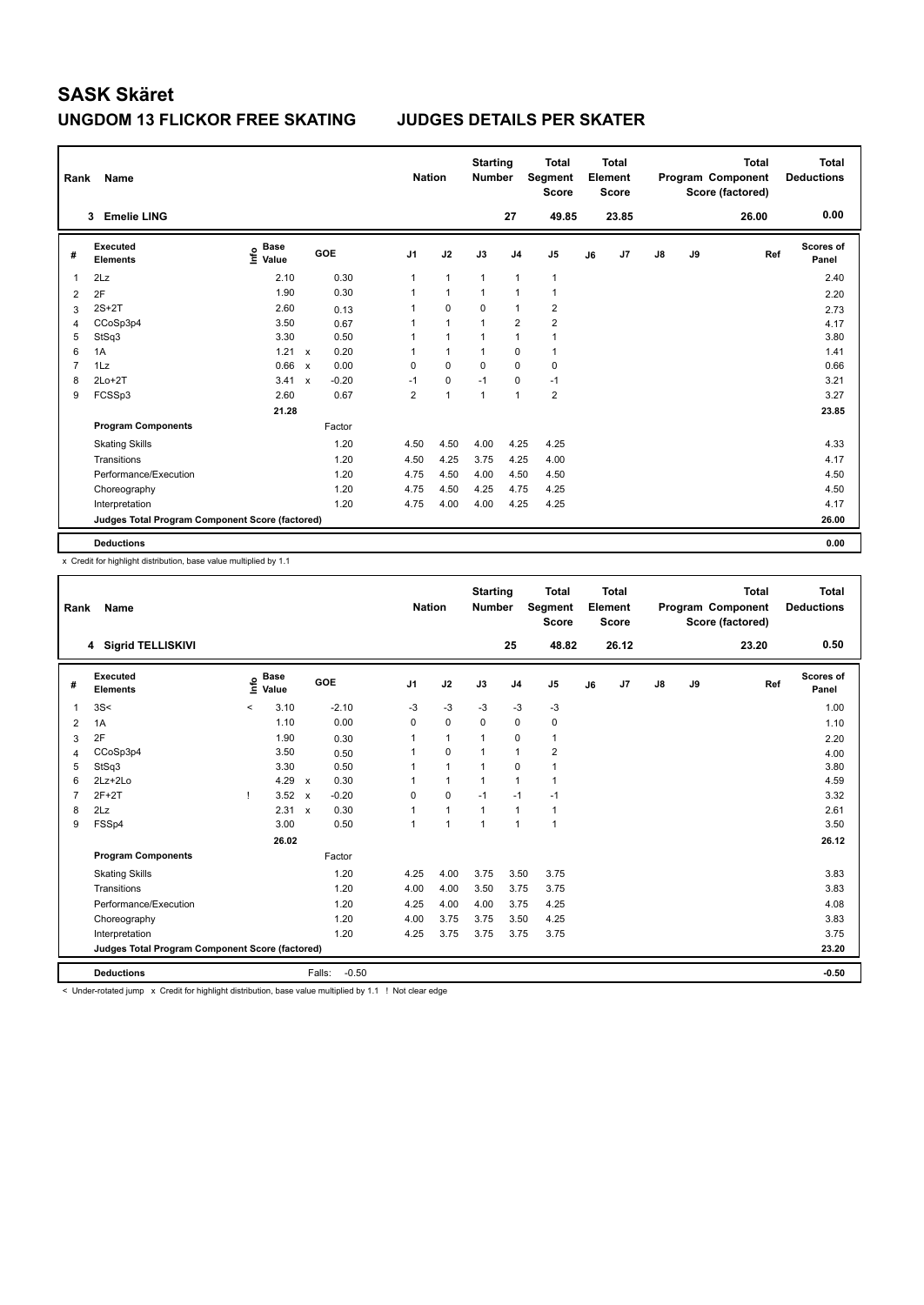# SASK Skäret

## UNGDOM 13 FLICKOR FREE SKATING JUDGES DETAILS PER SKATER

| Rank | Name | Nation | Starting Number | Total Segment Score | Total Element Score | Total Program Component Score (factored) | Total Deductions |
|---|---|---|---|---|---|---|---|
| 3 | Emelie LING | | 27 | 49.85 | 23.85 | 26.00 | 0.00 |

| # | Executed Elements | Info | Base Value | | GOE | J1 | J2 | J3 | J4 | J5 | J6 | J7 | J8 | J9 | Ref | Scores of Panel |
|---|---|---|---|---|---|---|---|---|---|---|---|---|---|---|---|---|
| 1 | 2Lz | | 2.10 | | 0.30 | 1 | 1 | 1 | 1 | 1 | | | | | | 2.40 |
| 2 | 2F | | 1.90 | | 0.30 | 1 | 1 | 1 | 1 | 1 | | | | | | 2.20 |
| 3 | 2S+2T | | 2.60 | | 0.13 | 1 | 0 | 0 | 1 | 2 | | | | | | 2.73 |
| 4 | CCoSp3p4 | | 3.50 | | 0.67 | 1 | 1 | 1 | 2 | 2 | | | | | | 4.17 |
| 5 | StSq3 | | 3.30 | | 0.50 | 1 | 1 | 1 | 1 | 1 | | | | | | 3.80 |
| 6 | 1A | | 1.21 | x | 0.20 | 1 | 1 | 1 | 0 | 1 | | | | | | 1.41 |
| 7 | 1Lz | | 0.66 | x | 0.00 | 0 | 0 | 0 | 0 | 0 | | | | | | 0.66 |
| 8 | 2Lo+2T | | 3.41 | x | -0.20 | -1 | 0 | -1 | 0 | -1 | | | | | | 3.21 |
| 9 | FCSSp3 | | 2.60 | | 0.67 | 2 | 1 | 1 | 1 | 2 | | | | | | 3.27 |
| | | | 21.28 | | | | | | | | | | | | | 23.85 |
| | **Program Components** | | | | Factor | | | | | | | | | | | |
| | Skating Skills | | | | 1.20 | 4.50 | 4.50 | 4.00 | 4.25 | 4.25 | | | | | | 4.33 |
| | Transitions | | | | 1.20 | 4.50 | 4.25 | 3.75 | 4.25 | 4.00 | | | | | | 4.17 |
| | Performance/Execution | | | | 1.20 | 4.75 | 4.50 | 4.00 | 4.50 | 4.50 | | | | | | 4.50 |
| | Choreography | | | | 1.20 | 4.75 | 4.50 | 4.25 | 4.75 | 4.25 | | | | | | 4.50 |
| | Interpretation | | | | 1.20 | 4.75 | 4.00 | 4.00 | 4.25 | 4.25 | | | | | | 4.17 |
| | **Judges Total Program Component Score (factored)** | | | | | | | | | | | | | | | 26.00 |
| | **Deductions** | | | | | | | | | | | | | | | 0.00 |

x Credit for highlight distribution, base value multiplied by 1.1

| Rank | Name | Nation | Starting Number | Total Segment Score | Total Element Score | Total Program Component Score (factored) | Total Deductions |
|---|---|---|---|---|---|---|---|
| 4 | Sigrid TELLISKIVI | | 25 | 48.82 | 26.12 | 23.20 | 0.50 |

| # | Executed Elements | Info | Base Value | | GOE | J1 | J2 | J3 | J4 | J5 | J6 | J7 | J8 | J9 | Ref | Scores of Panel |
|---|---|---|---|---|---|---|---|---|---|---|---|---|---|---|---|---|
| 1 | 3S< | < | 3.10 | | -2.10 | -3 | -3 | -3 | -3 | -3 | | | | | | 1.00 |
| 2 | 1A | | 1.10 | | 0.00 | 0 | 0 | 0 | 0 | 0 | | | | | | 1.10 |
| 3 | 2F | | 1.90 | | 0.30 | 1 | 1 | 1 | 0 | 1 | | | | | | 2.20 |
| 4 | CCoSp3p4 | | 3.50 | | 0.50 | 1 | 0 | 1 | 1 | 2 | | | | | | 4.00 |
| 5 | StSq3 | | 3.30 | | 0.50 | 1 | 1 | 1 | 0 | 1 | | | | | | 3.80 |
| 6 | 2Lz+2Lo | | 4.29 | x | 0.30 | 1 | 1 | 1 | 1 | 1 | | | | | | 4.59 |
| 7 | 2F+2T | ! | 3.52 | x | -0.20 | 0 | 0 | -1 | -1 | -1 | | | | | | 3.32 |
| 8 | 2Lz | | 2.31 | x | 0.30 | 1 | 1 | 1 | 1 | 1 | | | | | | 2.61 |
| 9 | FSSp4 | | 3.00 | | 0.50 | 1 | 1 | 1 | 1 | 1 | | | | | | 3.50 |
| | | | 26.02 | | | | | | | | | | | | | 26.12 |
| | **Program Components** | | | | Factor | | | | | | | | | | | |
| | Skating Skills | | | | 1.20 | 4.25 | 4.00 | 3.75 | 3.50 | 3.75 | | | | | | 3.83 |
| | Transitions | | | | 1.20 | 4.00 | 4.00 | 3.50 | 3.75 | 3.75 | | | | | | 3.83 |
| | Performance/Execution | | | | 1.20 | 4.25 | 4.00 | 4.00 | 3.75 | 4.25 | | | | | | 4.08 |
| | Choreography | | | | 1.20 | 4.00 | 3.75 | 3.75 | 3.50 | 4.25 | | | | | | 3.83 |
| | Interpretation | | | | 1.20 | 4.25 | 3.75 | 3.75 | 3.75 | 3.75 | | | | | | 3.75 |
| | **Judges Total Program Component Score (factored)** | | | | | | | | | | | | | | | 23.20 |
| | **Deductions** | | | Falls: | -0.50 | | | | | | | | | | | -0.50 |

< Under-rotated jump x Credit for highlight distribution, base value multiplied by 1.1 ! Not clear edge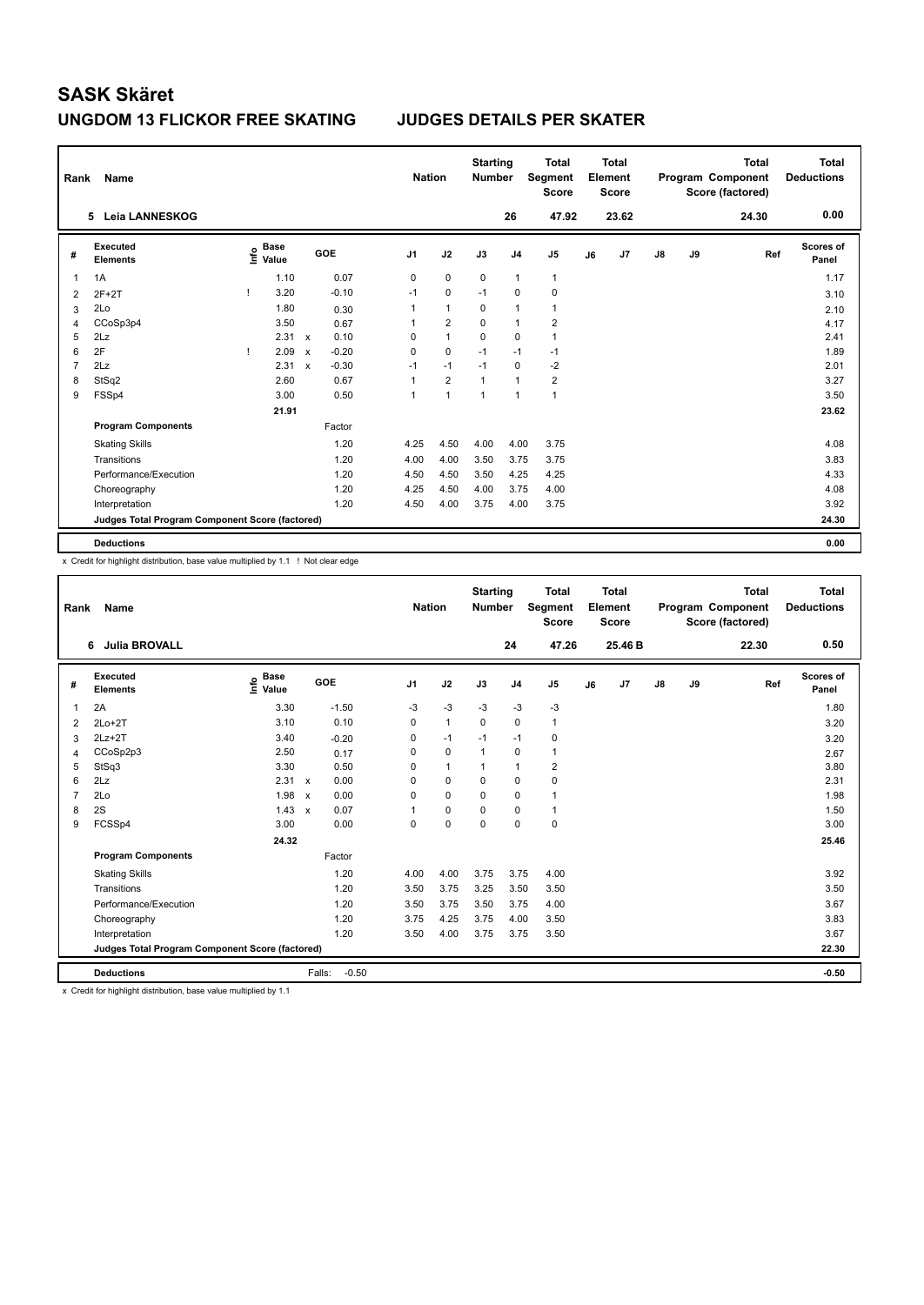# SASK Skäret

## UNGDOM 13 FLICKOR FREE SKATING JUDGES DETAILS PER SKATER

| Rank | Name | Nation | Starting Number | Total Segment Score | Total Element Score | Total Program Component Score (factored) | Total Deductions |
|---|---|---|---|---|---|---|---|
| 5 | Leia LANNESKOG | | 26 | 47.92 | 23.62 | 24.30 | 0.00 |

| # | Executed Elements | Info | Base Value | | GOE | J1 | J2 | J3 | J4 | J5 | J6 | J7 | J8 | J9 | Ref | Scores of Panel |
|---|---|---|---|---|---|---|---|---|---|---|---|---|---|---|---|---|
| 1 | 1A | | 1.10 | | 0.07 | 0 | 0 | 0 | 1 | 1 | | | | | | 1.17 |
| 2 | 2F+2T | ! | 3.20 | | -0.10 | -1 | 0 | -1 | 0 | 0 | | | | | | 3.10 |
| 3 | 2Lo | | 1.80 | | 0.30 | 1 | 1 | 0 | 1 | 1 | | | | | | 2.10 |
| 4 | CCoSp3p4 | | 3.50 | | 0.67 | 1 | 2 | 0 | 1 | 2 | | | | | | 4.17 |
| 5 | 2Lz | | 2.31 | x | 0.10 | 0 | 1 | 0 | 0 | 1 | | | | | | 2.41 |
| 6 | 2F | ! | 2.09 | x | -0.20 | 0 | 0 | -1 | -1 | -1 | | | | | | 1.89 |
| 7 | 2Lz | | 2.31 | x | -0.30 | -1 | -1 | -1 | 0 | -2 | | | | | | 2.01 |
| 8 | StSq2 | | 2.60 | | 0.67 | 1 | 2 | 1 | 1 | 2 | | | | | | 3.27 |
| 9 | FSSp4 | | 3.00 | | 0.50 | 1 | 1 | 1 | 1 | 1 | | | | | | 3.50 |
| | | | 21.91 | | | | | | | | | | | | | 23.62 |
| | **Program Components** | | | | Factor | | | | | | | | | | | |
| | Skating Skills | | | | 1.20 | 4.25 | 4.50 | 4.00 | 4.00 | 3.75 | | | | | | 4.08 |
| | Transitions | | | | 1.20 | 4.00 | 4.00 | 3.50 | 3.75 | 3.75 | | | | | | 3.83 |
| | Performance/Execution | | | | 1.20 | 4.50 | 4.50 | 3.50 | 4.25 | 4.25 | | | | | | 4.33 |
| | Choreography | | | | 1.20 | 4.25 | 4.50 | 4.00 | 3.75 | 4.00 | | | | | | 4.08 |
| | Interpretation | | | | 1.20 | 4.50 | 4.00 | 3.75 | 4.00 | 3.75 | | | | | | 3.92 |
| | **Judges Total Program Component Score (factored)** | | | | | | | | | | | | | | | 24.30 |
| | **Deductions** | | | | | | | | | | | | | | | 0.00 |

x Credit for highlight distribution, base value multiplied by 1.1 ! Not clear edge

| Rank | Name | Nation | Starting Number | Total Segment Score | Total Element Score | Total Program Component Score (factored) | Total Deductions |
|---|---|---|---|---|---|---|---|
| 6 | Julia BROVALL | | 24 | 47.26 | 25.46 B | 22.30 | 0.50 |

| # | Executed Elements | Info | Base Value | | GOE | J1 | J2 | J3 | J4 | J5 | J6 | J7 | J8 | J9 | Ref | Scores of Panel |
|---|---|---|---|---|---|---|---|---|---|---|---|---|---|---|---|---|
| 1 | 2A | | 3.30 | | -1.50 | -3 | -3 | -3 | -3 | -3 | | | | | | 1.80 |
| 2 | 2Lo+2T | | 3.10 | | 0.10 | 0 | 1 | 0 | 0 | 1 | | | | | | 3.20 |
| 3 | 2Lz+2T | | 3.40 | | -0.20 | 0 | -1 | -1 | -1 | 0 | | | | | | 3.20 |
| 4 | CCoSp2p3 | | 2.50 | | 0.17 | 0 | 0 | 1 | 0 | 1 | | | | | | 2.67 |
| 5 | StSq3 | | 3.30 | | 0.50 | 0 | 1 | 1 | 1 | 2 | | | | | | 3.80 |
| 6 | 2Lz | | 2.31 | x | 0.00 | 0 | 0 | 0 | 0 | 0 | | | | | | 2.31 |
| 7 | 2Lo | | 1.98 | x | 0.00 | 0 | 0 | 0 | 0 | 1 | | | | | | 1.98 |
| 8 | 2S | | 1.43 | x | 0.07 | 1 | 0 | 0 | 0 | 1 | | | | | | 1.50 |
| 9 | FCSSp4 | | 3.00 | | 0.00 | 0 | 0 | 0 | 0 | 0 | | | | | | 3.00 |
| | | | 24.32 | | | | | | | | | | | | | 25.46 |
| | **Program Components** | | | | Factor | | | | | | | | | | | |
| | Skating Skills | | | | 1.20 | 4.00 | 4.00 | 3.75 | 3.75 | 4.00 | | | | | | 3.92 |
| | Transitions | | | | 1.20 | 3.50 | 3.75 | 3.25 | 3.50 | 3.50 | | | | | | 3.50 |
| | Performance/Execution | | | | 1.20 | 3.50 | 3.75 | 3.50 | 3.75 | 4.00 | | | | | | 3.67 |
| | Choreography | | | | 1.20 | 3.75 | 4.25 | 3.75 | 4.00 | 3.50 | | | | | | 3.83 |
| | Interpretation | | | | 1.20 | 3.50 | 4.00 | 3.75 | 3.75 | 3.50 | | | | | | 3.67 |
| | **Judges Total Program Component Score (factored)** | | | | | | | | | | | | | | | 22.30 |
| | **Deductions** | | | | Falls: -0.50 | | | | | | | | | | | -0.50 |

x Credit for highlight distribution, base value multiplied by 1.1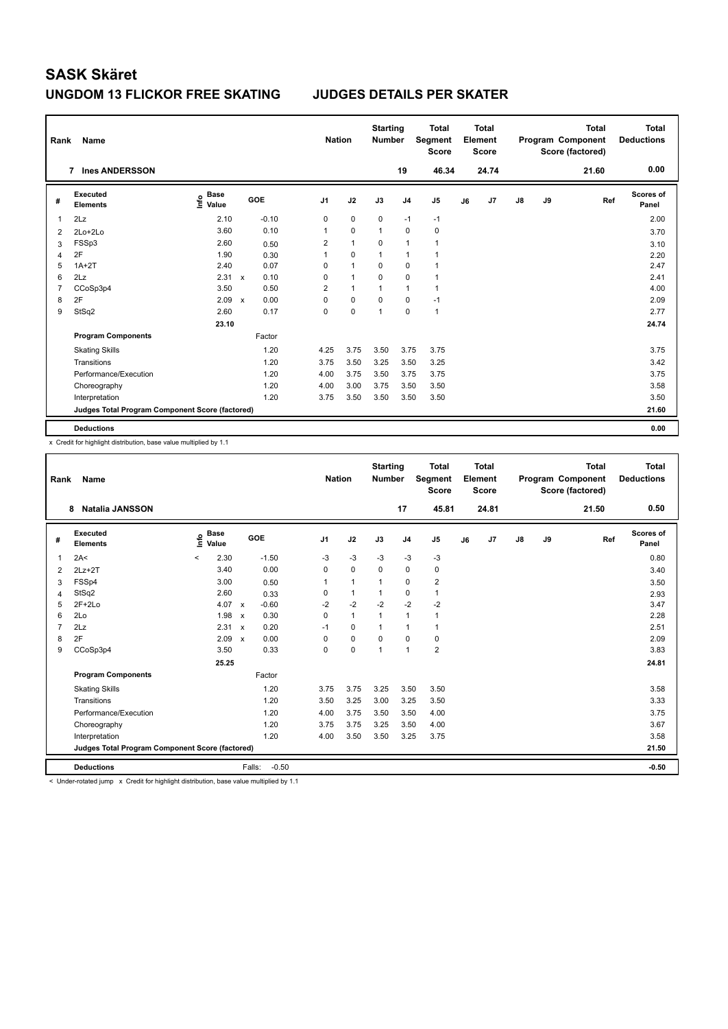# SASK Skäret

## UNGDOM 13 FLICKOR FREE SKATING JUDGES DETAILS PER SKATER

| Rank | Name | Nation | Starting Number | Total Segment Score | Total Element Score | Total Program Component Score (factored) | Total Deductions |
|---|---|---|---|---|---|---|---|
| 7 | Ines ANDERSSON | | 19 | 46.34 | 24.74 | 21.60 | 0.00 |

| # | Executed Elements | Info | Base Value | | GOE | J1 | J2 | J3 | J4 | J5 | J6 | J7 | J8 | J9 | Ref | Scores of Panel |
|---|---|---|---|---|---|---|---|---|---|---|---|---|---|---|---|---|
| 1 | 2Lz | | 2.10 | | -0.10 | 0 | 0 | 0 | -1 | -1 | | | | | | 2.00 |
| 2 | 2Lo+2Lo | | 3.60 | | 0.10 | 1 | 0 | 1 | 0 | 0 | | | | | | 3.70 |
| 3 | FSSp3 | | 2.60 | | 0.50 | 2 | 1 | 0 | 1 | 1 | | | | | | 3.10 |
| 4 | 2F | | 1.90 | | 0.30 | 1 | 0 | 1 | 1 | 1 | | | | | | 2.20 |
| 5 | 1A+2T | | 2.40 | | 0.07 | 0 | 1 | 0 | 0 | 1 | | | | | | 2.47 |
| 6 | 2Lz | | 2.31 | x | 0.10 | 0 | 1 | 0 | 0 | 1 | | | | | | 2.41 |
| 7 | CCoSp3p4 | | 3.50 | | 0.50 | 2 | 1 | 1 | 1 | 1 | | | | | | 4.00 |
| 8 | 2F | | 2.09 | x | 0.00 | 0 | 0 | 0 | 0 | -1 | | | | | | 2.09 |
| 9 | StSq2 | | 2.60 | | 0.17 | 0 | 0 | 1 | 0 | 1 | | | | | | 2.77 |
| | | | 23.10 | | | | | | | | | | | | | 24.74 |
| | **Program Components** | | | | Factor | | | | | | | | | | | |
| | Skating Skills | | | | 1.20 | 4.25 | 3.75 | 3.50 | 3.75 | 3.75 | | | | | | 3.75 |
| | Transitions | | | | 1.20 | 3.75 | 3.50 | 3.25 | 3.50 | 3.25 | | | | | | 3.42 |
| | Performance/Execution | | | | 1.20 | 4.00 | 3.75 | 3.50 | 3.75 | 3.75 | | | | | | 3.75 |
| | Choreography | | | | 1.20 | 4.00 | 3.00 | 3.75 | 3.50 | 3.50 | | | | | | 3.58 |
| | Interpretation | | | | 1.20 | 3.75 | 3.50 | 3.50 | 3.50 | 3.50 | | | | | | 3.50 |
| | **Judges Total Program Component Score (factored)** | | | | | | | | | | | | | | | 21.60 |
| | **Deductions** | | | | | | | | | | | | | | | 0.00 |

x Credit for highlight distribution, base value multiplied by 1.1

| Rank | Name | Nation | Starting Number | Total Segment Score | Total Element Score | Total Program Component Score (factored) | Total Deductions |
|---|---|---|---|---|---|---|---|
| 8 | Natalia JANSSON | | 17 | 45.81 | 24.81 | 21.50 | 0.50 |

| # | Executed Elements | Info | Base Value | | GOE | J1 | J2 | J3 | J4 | J5 | J6 | J7 | J8 | J9 | Ref | Scores of Panel |
|---|---|---|---|---|---|---|---|---|---|---|---|---|---|---|---|---|
| 1 | 2A< | < | 2.30 | | -1.50 | -3 | -3 | -3 | -3 | -3 | | | | | | 0.80 |
| 2 | 2Lz+2T | | 3.40 | | 0.00 | 0 | 0 | 0 | 0 | 0 | | | | | | 3.40 |
| 3 | FSSp4 | | 3.00 | | 0.50 | 1 | 1 | 1 | 0 | 2 | | | | | | 3.50 |
| 4 | StSq2 | | 2.60 | | 0.33 | 0 | 1 | 1 | 0 | 1 | | | | | | 2.93 |
| 5 | 2F+2Lo | | 4.07 | x | -0.60 | -2 | -2 | -2 | -2 | -2 | | | | | | 3.47 |
| 6 | 2Lo | | 1.98 | x | 0.30 | 0 | 1 | 1 | 1 | 1 | | | | | | 2.28 |
| 7 | 2Lz | | 2.31 | x | 0.20 | -1 | 0 | 1 | 1 | 1 | | | | | | 2.51 |
| 8 | 2F | | 2.09 | x | 0.00 | 0 | 0 | 0 | 0 | 0 | | | | | | 2.09 |
| 9 | CCoSp3p4 | | 3.50 | | 0.33 | 0 | 0 | 1 | 1 | 2 | | | | | | 3.83 |
| | | | 25.25 | | | | | | | | | | | | | 24.81 |
| | **Program Components** | | | | Factor | | | | | | | | | | | |
| | Skating Skills | | | | 1.20 | 3.75 | 3.75 | 3.25 | 3.50 | 3.50 | | | | | | 3.58 |
| | Transitions | | | | 1.20 | 3.50 | 3.25 | 3.00 | 3.25 | 3.50 | | | | | | 3.33 |
| | Performance/Execution | | | | 1.20 | 4.00 | 3.75 | 3.50 | 3.50 | 4.00 | | | | | | 3.75 |
| | Choreography | | | | 1.20 | 3.75 | 3.75 | 3.25 | 3.50 | 4.00 | | | | | | 3.67 |
| | Interpretation | | | | 1.20 | 4.00 | 3.50 | 3.50 | 3.25 | 3.75 | | | | | | 3.58 |
| | **Judges Total Program Component Score (factored)** | | | | | | | | | | | | | | | 21.50 |
| | **Deductions** | | | | Falls: -0.50 | | | | | | | | | | | -0.50 |

< Under-rotated jump x Credit for highlight distribution, base value multiplied by 1.1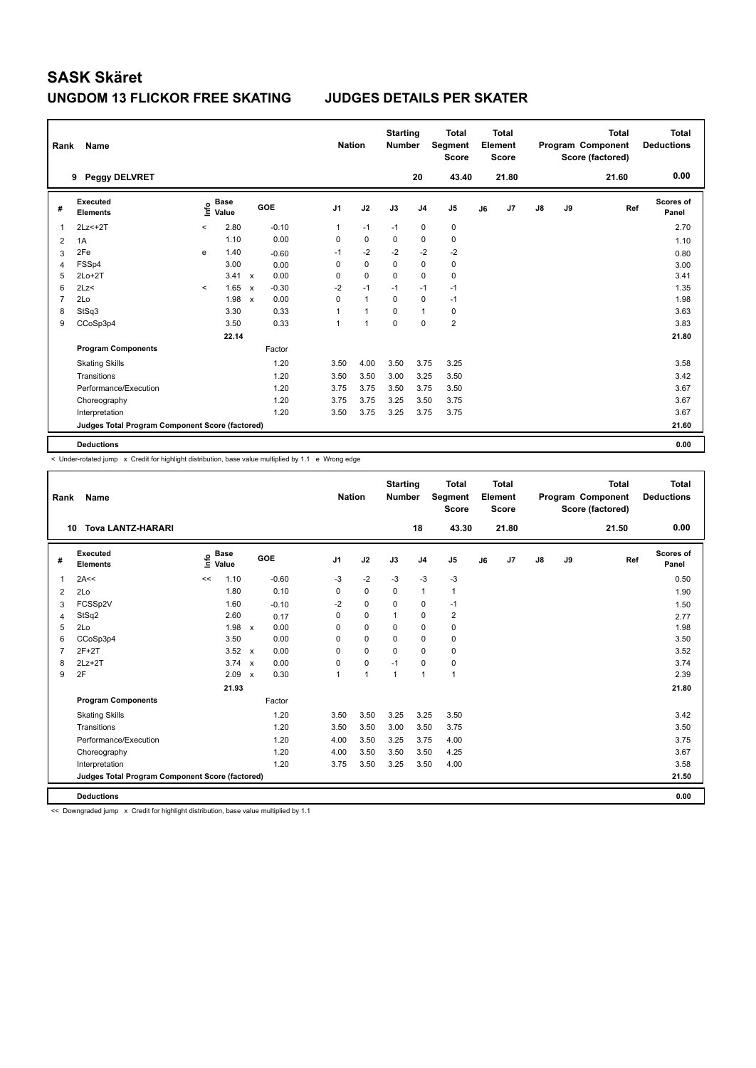# SASK Skäret

## UNGDOM 13 FLICKOR FREE SKATING — JUDGES DETAILS PER SKATER

| Rank | Name | Nation | Starting Number | Total Segment Score | Total Element Score | Total Program Component Score (factored) | Total Deductions |
|---|---|---|---|---|---|---|---|
| 9 | Peggy DELVRET | | 20 | 43.40 | 21.80 | 21.60 | 0.00 |

| # | Executed Elements | Info | Base Value | | GOE | J1 | J2 | J3 | J4 | J5 | J6 | J7 | J8 | J9 | Ref | Scores of Panel |
|---|---|---|---|---|---|---|---|---|---|---|---|---|---|---|---|---|
| 1 | 2Lz<+2T | < | 2.80 | | -0.10 | 1 | -1 | -1 | 0 | 0 | | | | | | 2.70 |
| 2 | 1A | | 1.10 | | 0.00 | 0 | 0 | 0 | 0 | 0 | | | | | | 1.10 |
| 3 | 2Fe | e | 1.40 | | -0.60 | -1 | -2 | -2 | -2 | -2 | | | | | | 0.80 |
| 4 | FSSp4 | | 3.00 | | 0.00 | 0 | 0 | 0 | 0 | 0 | | | | | | 3.00 |
| 5 | 2Lo+2T | | 3.41 | x | 0.00 | 0 | 0 | 0 | 0 | 0 | | | | | | 3.41 |
| 6 | 2Lz< | < | 1.65 | x | -0.30 | -2 | -1 | -1 | -1 | -1 | | | | | | 1.35 |
| 7 | 2Lo | | 1.98 | x | 0.00 | 0 | 1 | 0 | 0 | -1 | | | | | | 1.98 |
| 8 | StSq3 | | 3.30 | | 0.33 | 1 | 1 | 0 | 1 | 0 | | | | | | 3.63 |
| 9 | CCoSp3p4 | | 3.50 | | 0.33 | 1 | 1 | 0 | 0 | 2 | | | | | | 3.83 |
| | | | 22.14 | | | | | | | | | | | | | 21.80 |
| | **Program Components** | | | | Factor | | | | | | | | | | | |
| | Skating Skills | | | | 1.20 | 3.50 | 4.00 | 3.50 | 3.75 | 3.25 | | | | | | 3.58 |
| | Transitions | | | | 1.20 | 3.50 | 3.50 | 3.00 | 3.25 | 3.50 | | | | | | 3.42 |
| | Performance/Execution | | | | 1.20 | 3.75 | 3.75 | 3.50 | 3.75 | 3.50 | | | | | | 3.67 |
| | Choreography | | | | 1.20 | 3.75 | 3.75 | 3.25 | 3.50 | 3.75 | | | | | | 3.67 |
| | Interpretation | | | | 1.20 | 3.50 | 3.75 | 3.25 | 3.75 | 3.75 | | | | | | 3.67 |
| | Judges Total Program Component Score (factored) | | | | | | | | | | | | | | | 21.60 |
| | **Deductions** | | | | | | | | | | | | | | | 0.00 |

< Under-rotated jump x Credit for highlight distribution, base value multiplied by 1.1 e Wrong edge

| Rank | Name | Nation | Starting Number | Total Segment Score | Total Element Score | Total Program Component Score (factored) | Total Deductions |
|---|---|---|---|---|---|---|---|
| 10 | Tova LANTZ-HARARI | | 18 | 43.30 | 21.80 | 21.50 | 0.00 |

| # | Executed Elements | Info | Base Value | | GOE | J1 | J2 | J3 | J4 | J5 | J6 | J7 | J8 | J9 | Ref | Scores of Panel |
|---|---|---|---|---|---|---|---|---|---|---|---|---|---|---|---|---|
| 1 | 2A<< | << | 1.10 | | -0.60 | -3 | -2 | -3 | -3 | -3 | | | | | | 0.50 |
| 2 | 2Lo | | 1.80 | | 0.10 | 0 | 0 | 0 | 1 | 1 | | | | | | 1.90 |
| 3 | FCSSp2V | | 1.60 | | -0.10 | -2 | 0 | 0 | 0 | -1 | | | | | | 1.50 |
| 4 | StSq2 | | 2.60 | | 0.17 | 0 | 0 | 1 | 0 | 2 | | | | | | 2.77 |
| 5 | 2Lo | | 1.98 | x | 0.00 | 0 | 0 | 0 | 0 | 0 | | | | | | 1.98 |
| 6 | CCoSp3p4 | | 3.50 | | 0.00 | 0 | 0 | 0 | 0 | 0 | | | | | | 3.50 |
| 7 | 2F+2T | | 3.52 | x | 0.00 | 0 | 0 | 0 | 0 | 0 | | | | | | 3.52 |
| 8 | 2Lz+2T | | 3.74 | x | 0.00 | 0 | 0 | -1 | 0 | 0 | | | | | | 3.74 |
| 9 | 2F | | 2.09 | x | 0.30 | 1 | 1 | 1 | 1 | 1 | | | | | | 2.39 |
| | | | 21.93 | | | | | | | | | | | | | 21.80 |
| | **Program Components** | | | | Factor | | | | | | | | | | | |
| | Skating Skills | | | | 1.20 | 3.50 | 3.50 | 3.25 | 3.25 | 3.50 | | | | | | 3.42 |
| | Transitions | | | | 1.20 | 3.50 | 3.50 | 3.00 | 3.50 | 3.75 | | | | | | 3.50 |
| | Performance/Execution | | | | 1.20 | 4.00 | 3.50 | 3.25 | 3.75 | 4.00 | | | | | | 3.75 |
| | Choreography | | | | 1.20 | 4.00 | 3.50 | 3.50 | 3.50 | 4.25 | | | | | | 3.67 |
| | Interpretation | | | | 1.20 | 3.75 | 3.50 | 3.25 | 3.50 | 4.00 | | | | | | 3.58 |
| | Judges Total Program Component Score (factored) | | | | | | | | | | | | | | | 21.50 |
| | **Deductions** | | | | | | | | | | | | | | | 0.00 |

<< Downgraded jump x Credit for highlight distribution, base value multiplied by 1.1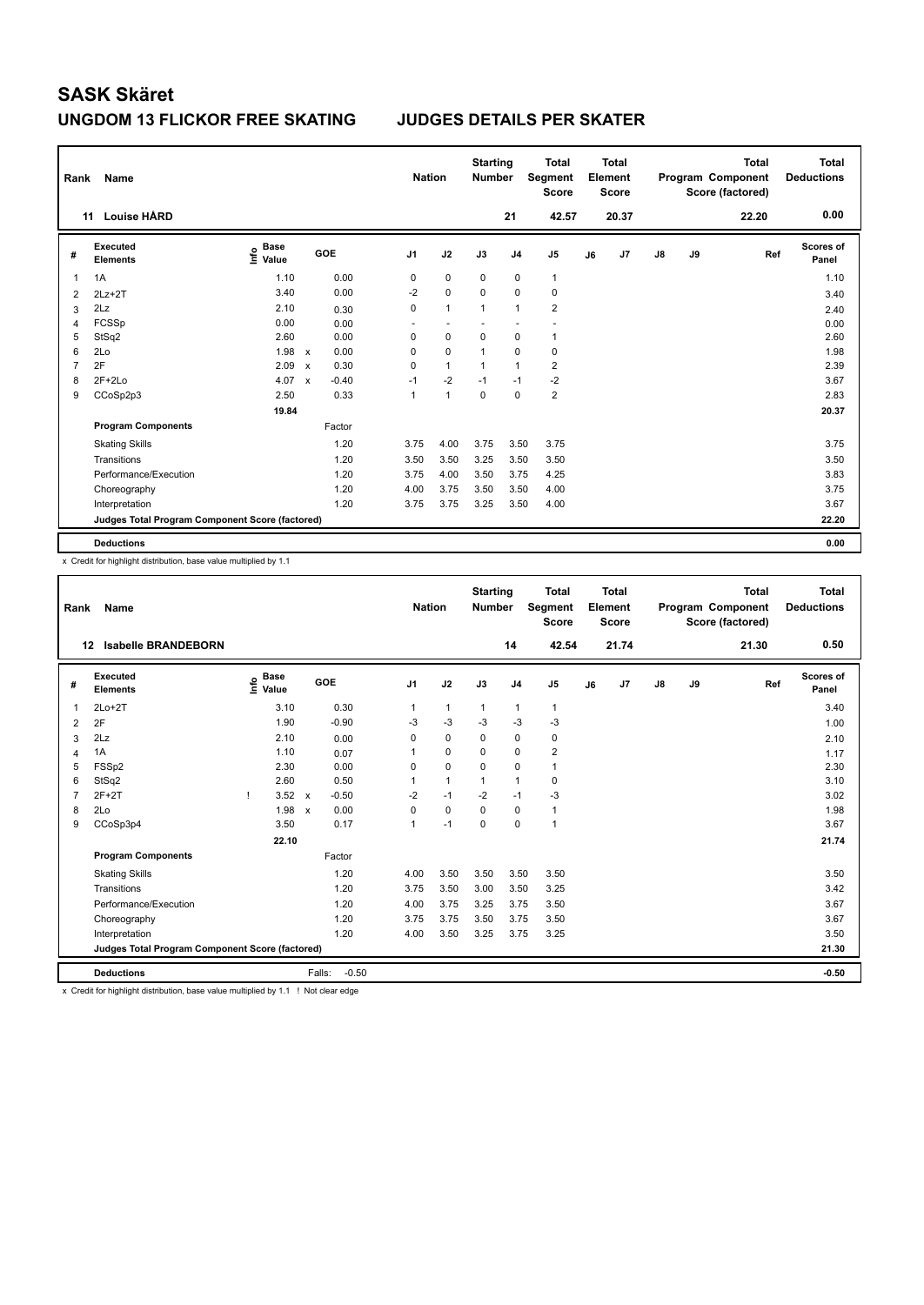# SASK Skäret

## UNGDOM 13 FLICKOR FREE SKATING — JUDGES DETAILS PER SKATER

| Rank | Name | Nation | Starting Number | Total Segment Score | Total Element Score | Total Program Component Score (factored) | Total Deductions |
|---|---|---|---|---|---|---|---|
| 11 | Louise HÅRD | | 21 | 42.57 | 20.37 | 22.20 | 0.00 |

| # | Executed Elements | Info | Base Value | | GOE | J1 | J2 | J3 | J4 | J5 | J6 | J7 | J8 | J9 | Ref | Scores of Panel |
|---|---|---|---|---|---|---|---|---|---|---|---|---|---|---|---|---|
| 1 | 1A | | 1.10 | | 0.00 | 0 | 0 | 0 | 0 | 1 | | | | | | 1.10 |
| 2 | 2Lz+2T | | 3.40 | | 0.00 | -2 | 0 | 0 | 0 | 0 | | | | | | 3.40 |
| 3 | 2Lz | | 2.10 | | 0.30 | 0 | 1 | 1 | 1 | 2 | | | | | | 2.40 |
| 4 | FCSSp | | 0.00 | | 0.00 | - | - | - | - | - | | | | | | 0.00 |
| 5 | StSq2 | | 2.60 | | 0.00 | 0 | 0 | 0 | 0 | 1 | | | | | | 2.60 |
| 6 | 2Lo | | 1.98 | x | 0.00 | 0 | 0 | 1 | 0 | 0 | | | | | | 1.98 |
| 7 | 2F | | 2.09 | x | 0.30 | 0 | 1 | 1 | 1 | 2 | | | | | | 2.39 |
| 8 | 2F+2Lo | | 4.07 | x | -0.40 | -1 | -2 | -1 | -1 | -2 | | | | | | 3.67 |
| 9 | CCoSp2p3 | | 2.50 | | 0.33 | 1 | 1 | 0 | 0 | 2 | | | | | | 2.83 |
| | | | 19.84 | | | | | | | | | | | | | 20.37 |
| | **Program Components** | | | | Factor | | | | | | | | | | | |
| | Skating Skills | | | | 1.20 | 3.75 | 4.00 | 3.75 | 3.50 | 3.75 | | | | | | 3.75 |
| | Transitions | | | | 1.20 | 3.50 | 3.50 | 3.25 | 3.50 | 3.50 | | | | | | 3.50 |
| | Performance/Execution | | | | 1.20 | 3.75 | 4.00 | 3.50 | 3.75 | 4.25 | | | | | | 3.83 |
| | Choreography | | | | 1.20 | 4.00 | 3.75 | 3.50 | 3.50 | 4.00 | | | | | | 3.75 |
| | Interpretation | | | | 1.20 | 3.75 | 3.75 | 3.25 | 3.50 | 4.00 | | | | | | 3.67 |
| | **Judges Total Program Component Score (factored)** | | | | | | | | | | | | | | | 22.20 |
| | **Deductions** | | | | | | | | | | | | | | | 0.00 |

x Credit for highlight distribution, base value multiplied by 1.1

| Rank | Name | Nation | Starting Number | Total Segment Score | Total Element Score | Total Program Component Score (factored) | Total Deductions |
|---|---|---|---|---|---|---|---|
| 12 | Isabelle BRANDEBORN | | 14 | 42.54 | 21.74 | 21.30 | 0.50 |

| # | Executed Elements | Info | Base Value | | GOE | J1 | J2 | J3 | J4 | J5 | J6 | J7 | J8 | J9 | Ref | Scores of Panel |
|---|---|---|---|---|---|---|---|---|---|---|---|---|---|---|---|---|
| 1 | 2Lo+2T | | 3.10 | | 0.30 | 1 | 1 | 1 | 1 | 1 | | | | | | 3.40 |
| 2 | 2F | | 1.90 | | -0.90 | -3 | -3 | -3 | -3 | -3 | | | | | | 1.00 |
| 3 | 2Lz | | 2.10 | | 0.00 | 0 | 0 | 0 | 0 | 0 | | | | | | 2.10 |
| 4 | 1A | | 1.10 | | 0.07 | 1 | 0 | 0 | 0 | 2 | | | | | | 1.17 |
| 5 | FSSp2 | | 2.30 | | 0.00 | 0 | 0 | 0 | 0 | 1 | | | | | | 2.30 |
| 6 | StSq2 | | 2.60 | | 0.50 | 1 | 1 | 1 | 1 | 0 | | | | | | 3.10 |
| 7 | 2F+2T | ! | 3.52 | x | -0.50 | -2 | -1 | -2 | -1 | -3 | | | | | | 3.02 |
| 8 | 2Lo | | 1.98 | x | 0.00 | 0 | 0 | 0 | 0 | 1 | | | | | | 1.98 |
| 9 | CCoSp3p4 | | 3.50 | | 0.17 | 1 | -1 | 0 | 0 | 1 | | | | | | 3.67 |
| | | | 22.10 | | | | | | | | | | | | | 21.74 |
| | **Program Components** | | | | Factor | | | | | | | | | | | |
| | Skating Skills | | | | 1.20 | 4.00 | 3.50 | 3.50 | 3.50 | 3.50 | | | | | | 3.50 |
| | Transitions | | | | 1.20 | 3.75 | 3.50 | 3.00 | 3.50 | 3.25 | | | | | | 3.42 |
| | Performance/Execution | | | | 1.20 | 4.00 | 3.75 | 3.25 | 3.75 | 3.50 | | | | | | 3.67 |
| | Choreography | | | | 1.20 | 3.75 | 3.75 | 3.50 | 3.75 | 3.50 | | | | | | 3.67 |
| | Interpretation | | | | 1.20 | 4.00 | 3.50 | 3.25 | 3.75 | 3.25 | | | | | | 3.50 |
| | **Judges Total Program Component Score (factored)** | | | | | | | | | | | | | | | 21.30 |
| | **Deductions** | | | | Falls: -0.50 | | | | | | | | | | | -0.50 |

x Credit for highlight distribution, base value multiplied by 1.1 ! Not clear edge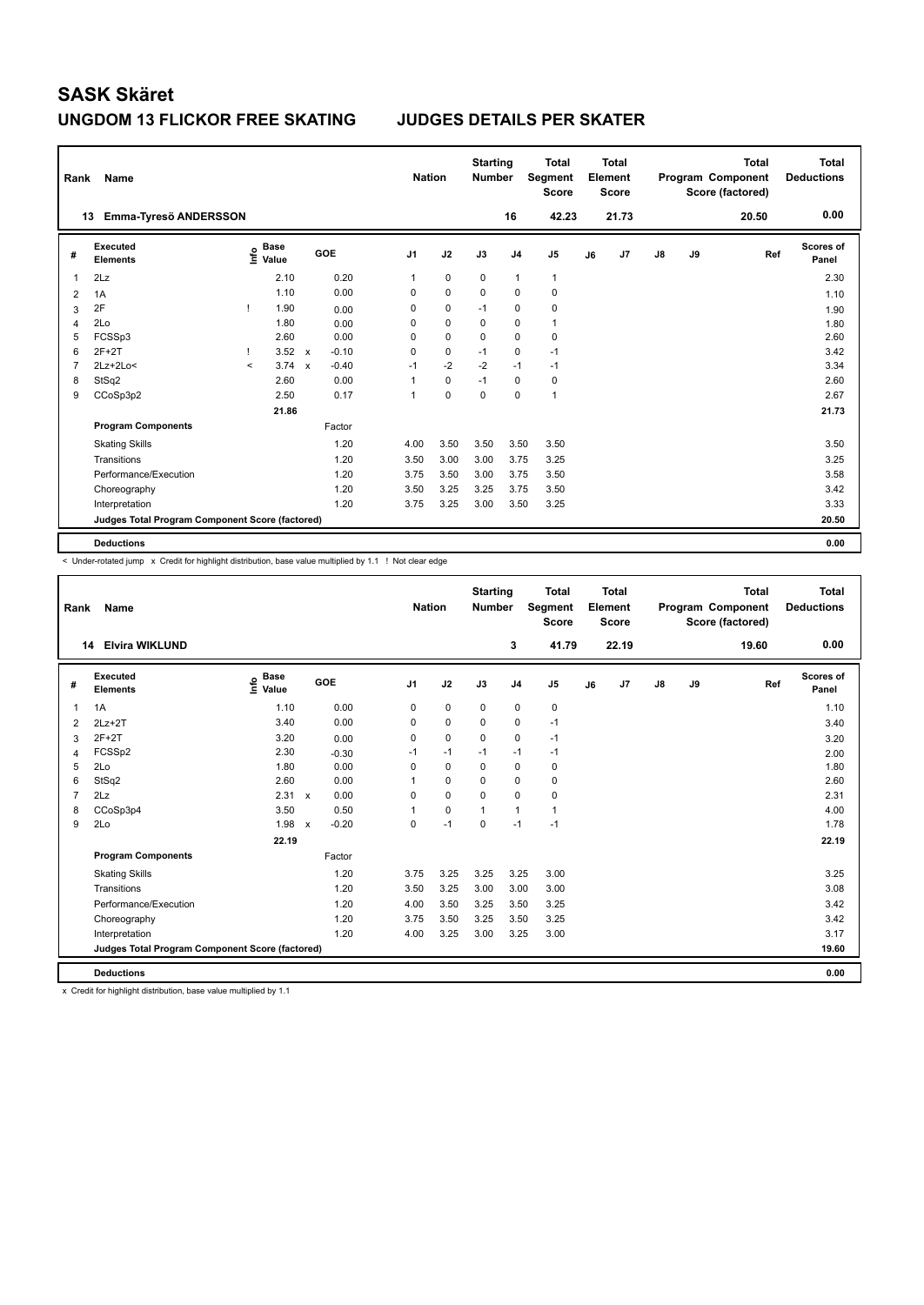# SASK Skäret

## UNGDOM 13 FLICKOR FREE SKATING JUDGES DETAILS PER SKATER

| Rank | Name | Nation | Starting Number | Total Segment Score | Total Element Score | Total Program Component Score (factored) | Total Deductions |
|---|---|---|---|---|---|---|---|
| 13 | Emma-Tyresö ANDERSSON | | 16 | 42.23 | 21.73 | 20.50 | 0.00 |

| # | Executed Elements | Info | Base Value | | GOE | J1 | J2 | J3 | J4 | J5 | J6 | J7 | J8 | J9 | Ref | Scores of Panel |
|---|---|---|---|---|---|---|---|---|---|---|---|---|---|---|---|---|
| 1 | 2Lz | | 2.10 | | 0.20 | 1 | 0 | 0 | 1 | 1 | | | | | | 2.30 |
| 2 | 1A | | 1.10 | | 0.00 | 0 | 0 | 0 | 0 | 0 | | | | | | 1.10 |
| 3 | 2F | ! | 1.90 | | 0.00 | 0 | 0 | -1 | 0 | 0 | | | | | | 1.90 |
| 4 | 2Lo | | 1.80 | | 0.00 | 0 | 0 | 0 | 0 | 1 | | | | | | 1.80 |
| 5 | FCSSp3 | | 2.60 | | 0.00 | 0 | 0 | 0 | 0 | 0 | | | | | | 2.60 |
| 6 | 2F+2T | ! | 3.52 | x | -0.10 | 0 | 0 | -1 | 0 | -1 | | | | | | 3.42 |
| 7 | 2Lz+2Lo< | < | 3.74 | x | -0.40 | -1 | -2 | -2 | -1 | -1 | | | | | | 3.34 |
| 8 | StSq2 | | 2.60 | | 0.00 | 1 | 0 | -1 | 0 | 0 | | | | | | 2.60 |
| 9 | CCoSp3p2 | | 2.50 | | 0.17 | 1 | 0 | 0 | 0 | 1 | | | | | | 2.67 |
| | | | 21.86 | | | | | | | | | | | | | 21.73 |
| | **Program Components** | | | | Factor | | | | | | | | | | | |
| | Skating Skills | | | | 1.20 | 4.00 | 3.50 | 3.50 | 3.50 | 3.50 | | | | | | 3.50 |
| | Transitions | | | | 1.20 | 3.50 | 3.00 | 3.00 | 3.75 | 3.25 | | | | | | 3.25 |
| | Performance/Execution | | | | 1.20 | 3.75 | 3.50 | 3.00 | 3.75 | 3.50 | | | | | | 3.58 |
| | Choreography | | | | 1.20 | 3.50 | 3.25 | 3.25 | 3.75 | 3.50 | | | | | | 3.42 |
| | Interpretation | | | | 1.20 | 3.75 | 3.25 | 3.00 | 3.50 | 3.25 | | | | | | 3.33 |
| | **Judges Total Program Component Score (factored)** | | | | | | | | | | | | | | | 20.50 |
| | **Deductions** | | | | | | | | | | | | | | | 0.00 |

< Under-rotated jump x Credit for highlight distribution, base value multiplied by 1.1 ! Not clear edge

| Rank | Name | Nation | Starting Number | Total Segment Score | Total Element Score | Total Program Component Score (factored) | Total Deductions |
|---|---|---|---|---|---|---|---|
| 14 | Elvira WIKLUND | | 3 | 41.79 | 22.19 | 19.60 | 0.00 |

| # | Executed Elements | Info | Base Value | | GOE | J1 | J2 | J3 | J4 | J5 | J6 | J7 | J8 | J9 | Ref | Scores of Panel |
|---|---|---|---|---|---|---|---|---|---|---|---|---|---|---|---|---|
| 1 | 1A | | 1.10 | | 0.00 | 0 | 0 | 0 | 0 | 0 | | | | | | 1.10 |
| 2 | 2Lz+2T | | 3.40 | | 0.00 | 0 | 0 | 0 | 0 | -1 | | | | | | 3.40 |
| 3 | 2F+2T | | 3.20 | | 0.00 | 0 | 0 | 0 | 0 | -1 | | | | | | 3.20 |
| 4 | FCSSp2 | | 2.30 | | -0.30 | -1 | -1 | -1 | -1 | -1 | | | | | | 2.00 |
| 5 | 2Lo | | 1.80 | | 0.00 | 0 | 0 | 0 | 0 | 0 | | | | | | 1.80 |
| 6 | StSq2 | | 2.60 | | 0.00 | 1 | 0 | 0 | 0 | 0 | | | | | | 2.60 |
| 7 | 2Lz | | 2.31 | x | 0.00 | 0 | 0 | 0 | 0 | 0 | | | | | | 2.31 |
| 8 | CCoSp3p4 | | 3.50 | | 0.50 | 1 | 0 | 1 | 1 | 1 | | | | | | 4.00 |
| 9 | 2Lo | | 1.98 | x | -0.20 | 0 | -1 | 0 | -1 | -1 | | | | | | 1.78 |
| | | | 22.19 | | | | | | | | | | | | | 22.19 |
| | **Program Components** | | | | Factor | | | | | | | | | | | |
| | Skating Skills | | | | 1.20 | 3.75 | 3.25 | 3.25 | 3.25 | 3.00 | | | | | | 3.25 |
| | Transitions | | | | 1.20 | 3.50 | 3.25 | 3.00 | 3.00 | 3.00 | | | | | | 3.08 |
| | Performance/Execution | | | | 1.20 | 4.00 | 3.50 | 3.25 | 3.50 | 3.25 | | | | | | 3.42 |
| | Choreography | | | | 1.20 | 3.75 | 3.50 | 3.25 | 3.50 | 3.25 | | | | | | 3.42 |
| | Interpretation | | | | 1.20 | 4.00 | 3.25 | 3.00 | 3.25 | 3.00 | | | | | | 3.17 |
| | **Judges Total Program Component Score (factored)** | | | | | | | | | | | | | | | 19.60 |
| | **Deductions** | | | | | | | | | | | | | | | 0.00 |

x Credit for highlight distribution, base value multiplied by 1.1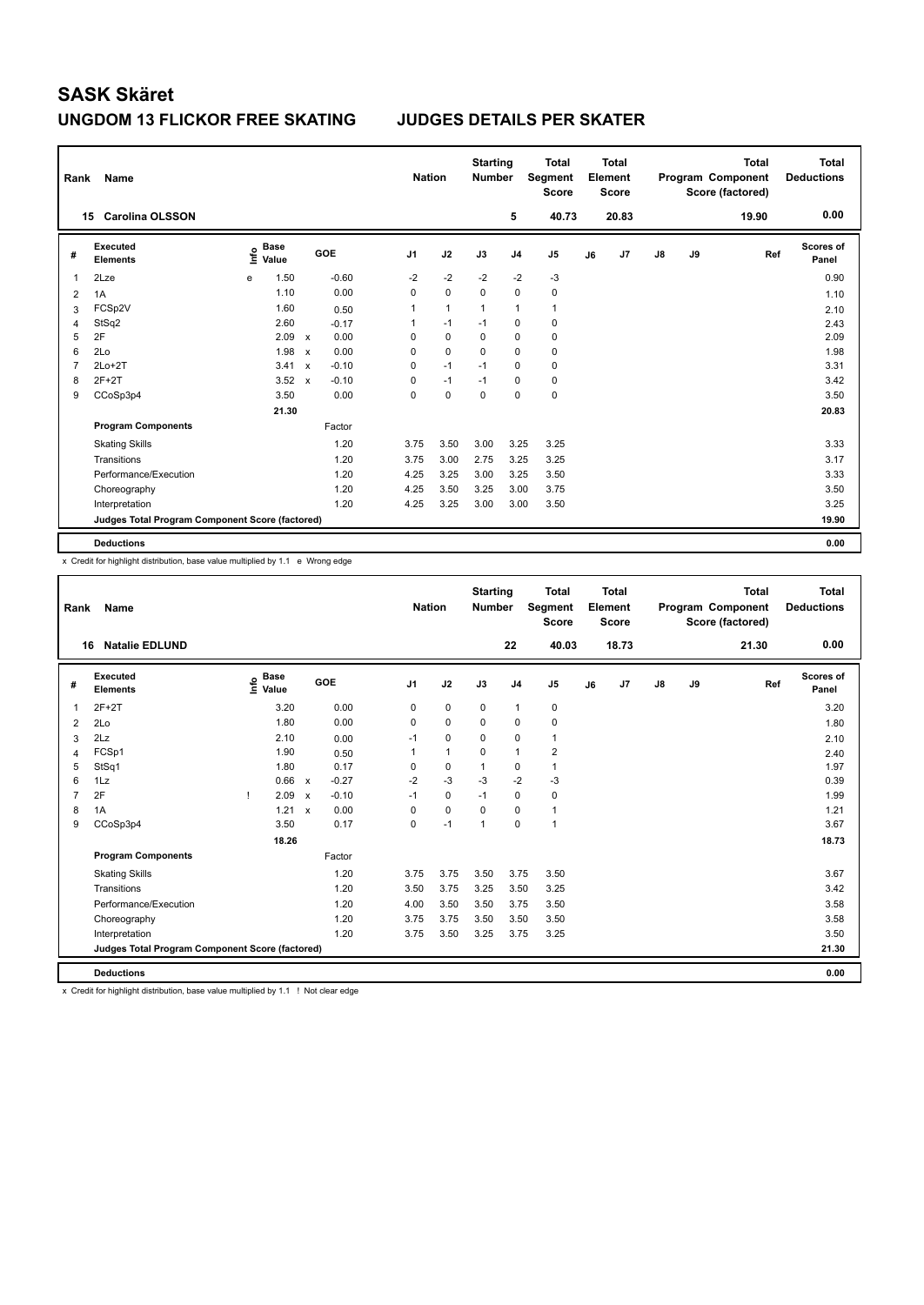# SASK Skäret

## UNGDOM 13 FLICKOR FREE SKATING JUDGES DETAILS PER SKATER

| Rank | Name | Nation | Starting Number | Total Segment Score | Total Element Score | Total Program Component Score (factored) | Total Deductions |
|---|---|---|---|---|---|---|---|
| 15 | Carolina OLSSON | | 5 | 40.73 | 20.83 | 19.90 | 0.00 |

| # | Executed Elements | Info | Base Value | | GOE | J1 | J2 | J3 | J4 | J5 | J6 | J7 | J8 | J9 | Ref | Scores of Panel |
|---|---|---|---|---|---|---|---|---|---|---|---|---|---|---|---|---|
| 1 | 2Lze | e | 1.50 | | -0.60 | -2 | -2 | -2 | -2 | -3 | | | | | | 0.90 |
| 2 | 1A | | 1.10 | | 0.00 | 0 | 0 | 0 | 0 | 0 | | | | | | 1.10 |
| 3 | FCSp2V | | 1.60 | | 0.50 | 1 | 1 | 1 | 1 | 1 | | | | | | 2.10 |
| 4 | StSq2 | | 2.60 | | -0.17 | 1 | -1 | -1 | 0 | 0 | | | | | | 2.43 |
| 5 | 2F | | 2.09 | x | 0.00 | 0 | 0 | 0 | 0 | 0 | | | | | | 2.09 |
| 6 | 2Lo | | 1.98 | x | 0.00 | 0 | 0 | 0 | 0 | 0 | | | | | | 1.98 |
| 7 | 2Lo+2T | | 3.41 | x | -0.10 | 0 | -1 | -1 | 0 | 0 | | | | | | 3.31 |
| 8 | 2F+2T | | 3.52 | x | -0.10 | 0 | -1 | -1 | 0 | 0 | | | | | | 3.42 |
| 9 | CCoSp3p4 | | 3.50 | | 0.00 | 0 | 0 | 0 | 0 | 0 | | | | | | 3.50 |
| | | | 21.30 | | | | | | | | | | | | | 20.83 |
| | **Program Components** | | | | Factor | | | | | | | | | | | |
| | Skating Skills | | | | 1.20 | 3.75 | 3.50 | 3.00 | 3.25 | 3.25 | | | | | | 3.33 |
| | Transitions | | | | 1.20 | 3.75 | 3.00 | 2.75 | 3.25 | 3.25 | | | | | | 3.17 |
| | Performance/Execution | | | | 1.20 | 4.25 | 3.25 | 3.00 | 3.25 | 3.50 | | | | | | 3.33 |
| | Choreography | | | | 1.20 | 4.25 | 3.50 | 3.25 | 3.00 | 3.75 | | | | | | 3.50 |
| | Interpretation | | | | 1.20 | 4.25 | 3.25 | 3.00 | 3.00 | 3.50 | | | | | | 3.25 |
| | Judges Total Program Component Score (factored) | | | | | | | | | | | | | | | 19.90 |
| | **Deductions** | | | | | | | | | | | | | | | 0.00 |

x Credit for highlight distribution, base value multiplied by 1.1 e Wrong edge

| Rank | Name | Nation | Starting Number | Total Segment Score | Total Element Score | Total Program Component Score (factored) | Total Deductions |
|---|---|---|---|---|---|---|---|
| 16 | Natalie EDLUND | | 22 | 40.03 | 18.73 | 21.30 | 0.00 |

| # | Executed Elements | Info | Base Value | | GOE | J1 | J2 | J3 | J4 | J5 | J6 | J7 | J8 | J9 | Ref | Scores of Panel |
|---|---|---|---|---|---|---|---|---|---|---|---|---|---|---|---|---|
| 1 | 2F+2T | | 3.20 | | 0.00 | 0 | 0 | 0 | 1 | 0 | | | | | | 3.20 |
| 2 | 2Lo | | 1.80 | | 0.00 | 0 | 0 | 0 | 0 | 0 | | | | | | 1.80 |
| 3 | 2Lz | | 2.10 | | 0.00 | -1 | 0 | 0 | 0 | 1 | | | | | | 2.10 |
| 4 | FCSp1 | | 1.90 | | 0.50 | 1 | 1 | 0 | 1 | 2 | | | | | | 2.40 |
| 5 | StSq1 | | 1.80 | | 0.17 | 0 | 0 | 1 | 0 | 1 | | | | | | 1.97 |
| 6 | 1Lz | | 0.66 | x | -0.27 | -2 | -3 | -3 | -2 | -3 | | | | | | 0.39 |
| 7 | 2F | ! | 2.09 | x | -0.10 | -1 | 0 | -1 | 0 | 0 | | | | | | 1.99 |
| 8 | 1A | | 1.21 | x | 0.00 | 0 | 0 | 0 | 0 | 1 | | | | | | 1.21 |
| 9 | CCoSp3p4 | | 3.50 | | 0.17 | 0 | -1 | 1 | 0 | 1 | | | | | | 3.67 |
| | | | 18.26 | | | | | | | | | | | | | 18.73 |
| | **Program Components** | | | | Factor | | | | | | | | | | | |
| | Skating Skills | | | | 1.20 | 3.75 | 3.75 | 3.50 | 3.75 | 3.50 | | | | | | 3.67 |
| | Transitions | | | | 1.20 | 3.50 | 3.75 | 3.25 | 3.50 | 3.25 | | | | | | 3.42 |
| | Performance/Execution | | | | 1.20 | 4.00 | 3.50 | 3.50 | 3.75 | 3.50 | | | | | | 3.58 |
| | Choreography | | | | 1.20 | 3.75 | 3.75 | 3.50 | 3.50 | 3.50 | | | | | | 3.58 |
| | Interpretation | | | | 1.20 | 3.75 | 3.50 | 3.25 | 3.75 | 3.25 | | | | | | 3.50 |
| | Judges Total Program Component Score (factored) | | | | | | | | | | | | | | | 21.30 |
| | **Deductions** | | | | | | | | | | | | | | | 0.00 |

x Credit for highlight distribution, base value multiplied by 1.1 ! Not clear edge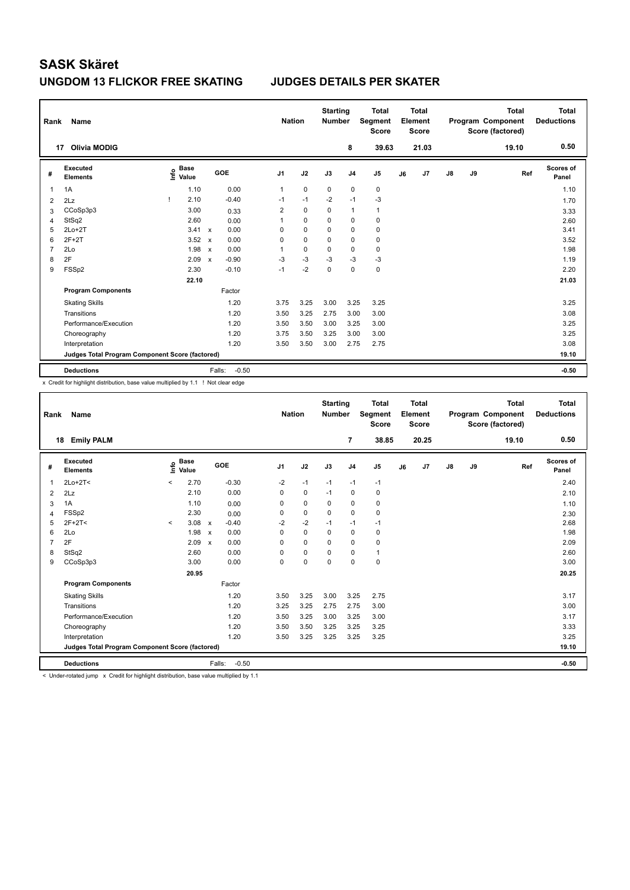# SASK Skäret

## UNGDOM 13 FLICKOR FREE SKATING — JUDGES DETAILS PER SKATER

| Rank | Name | Nation | Starting Number | Total Segment Score | Total Element Score | Total Program Component Score (factored) | Total Deductions |
|---|---|---|---|---|---|---|---|
| 17 | Olivia MODIG | | 8 | 39.63 | 21.03 | 19.10 | 0.50 |

| # | Executed Elements | Info | Base Value | | GOE | J1 | J2 | J3 | J4 | J5 | J6 | J7 | J8 | J9 | Ref | Scores of Panel |
|---|---|---|---|---|---|---|---|---|---|---|---|---|---|---|---|---|
| 1 | 1A | | 1.10 | | 0.00 | 1 | 0 | 0 | 0 | 0 | | | | | | 1.10 |
| 2 | 2Lz | ! | 2.10 | | -0.40 | -1 | -1 | -2 | -1 | -3 | | | | | | 1.70 |
| 3 | CCoSp3p3 | | 3.00 | | 0.33 | 2 | 0 | 0 | 1 | 1 | | | | | | 3.33 |
| 4 | StSq2 | | 2.60 | | 0.00 | 1 | 0 | 0 | 0 | 0 | | | | | | 2.60 |
| 5 | 2Lo+2T | | 3.41 | x | 0.00 | 0 | 0 | 0 | 0 | 0 | | | | | | 3.41 |
| 6 | 2F+2T | | 3.52 | x | 0.00 | 0 | 0 | 0 | 0 | 0 | | | | | | 3.52 |
| 7 | 2Lo | | 1.98 | x | 0.00 | 1 | 0 | 0 | 0 | 0 | | | | | | 1.98 |
| 8 | 2F | | 2.09 | x | -0.90 | -3 | -3 | -3 | -3 | -3 | | | | | | 1.19 |
| 9 | FSSp2 | | 2.30 | | -0.10 | -1 | -2 | 0 | 0 | 0 | | | | | | 2.20 |
| | | | 22.10 | | | | | | | | | | | | | 21.03 |
| | **Program Components** | | | | Factor | | | | | | | | | | | |
| | Skating Skills | | | | 1.20 | 3.75 | 3.25 | 3.00 | 3.25 | 3.25 | | | | | | 3.25 |
| | Transitions | | | | 1.20 | 3.50 | 3.25 | 2.75 | 3.00 | 3.00 | | | | | | 3.08 |
| | Performance/Execution | | | | 1.20 | 3.50 | 3.50 | 3.00 | 3.25 | 3.00 | | | | | | 3.25 |
| | Choreography | | | | 1.20 | 3.75 | 3.50 | 3.25 | 3.00 | 3.00 | | | | | | 3.25 |
| | Interpretation | | | | 1.20 | 3.50 | 3.50 | 3.00 | 2.75 | 2.75 | | | | | | 3.08 |
| | Judges Total Program Component Score (factored) | | | | | | | | | | | | | | | 19.10 |
| | **Deductions** | | | | Falls: -0.50 | | | | | | | | | | | -0.50 |

x Credit for highlight distribution, base value multiplied by 1.1 ! Not clear edge

| Rank | Name | Nation | Starting Number | Total Segment Score | Total Element Score | Total Program Component Score (factored) | Total Deductions |
|---|---|---|---|---|---|---|---|
| 18 | Emily PALM | | 7 | 38.85 | 20.25 | 19.10 | 0.50 |

| # | Executed Elements | Info | Base Value | | GOE | J1 | J2 | J3 | J4 | J5 | J6 | J7 | J8 | J9 | Ref | Scores of Panel |
|---|---|---|---|---|---|---|---|---|---|---|---|---|---|---|---|---|
| 1 | 2Lo+2T< | < | 2.70 | | -0.30 | -2 | -1 | -1 | -1 | -1 | | | | | | 2.40 |
| 2 | 2Lz | | 2.10 | | 0.00 | 0 | 0 | -1 | 0 | 0 | | | | | | 2.10 |
| 3 | 1A | | 1.10 | | 0.00 | 0 | 0 | 0 | 0 | 0 | | | | | | 1.10 |
| 4 | FSSp2 | | 2.30 | | 0.00 | 0 | 0 | 0 | 0 | 0 | | | | | | 2.30 |
| 5 | 2F+2T< | < | 3.08 | x | -0.40 | -2 | -2 | -1 | -1 | -1 | | | | | | 2.68 |
| 6 | 2Lo | | 1.98 | x | 0.00 | 0 | 0 | 0 | 0 | 0 | | | | | | 1.98 |
| 7 | 2F | | 2.09 | x | 0.00 | 0 | 0 | 0 | 0 | 0 | | | | | | 2.09 |
| 8 | StSq2 | | 2.60 | | 0.00 | 0 | 0 | 0 | 0 | 1 | | | | | | 2.60 |
| 9 | CCoSp3p3 | | 3.00 | | 0.00 | 0 | 0 | 0 | 0 | 0 | | | | | | 3.00 |
| | | | 20.95 | | | | | | | | | | | | | 20.25 |
| | **Program Components** | | | | Factor | | | | | | | | | | | |
| | Skating Skills | | | | 1.20 | 3.50 | 3.25 | 3.00 | 3.25 | 2.75 | | | | | | 3.17 |
| | Transitions | | | | 1.20 | 3.25 | 3.25 | 2.75 | 2.75 | 3.00 | | | | | | 3.00 |
| | Performance/Execution | | | | 1.20 | 3.50 | 3.25 | 3.00 | 3.25 | 3.00 | | | | | | 3.17 |
| | Choreography | | | | 1.20 | 3.50 | 3.50 | 3.25 | 3.25 | 3.25 | | | | | | 3.33 |
| | Interpretation | | | | 1.20 | 3.50 | 3.25 | 3.25 | 3.25 | 3.25 | | | | | | 3.25 |
| | Judges Total Program Component Score (factored) | | | | | | | | | | | | | | | 19.10 |
| | **Deductions** | | | | Falls: -0.50 | | | | | | | | | | | -0.50 |

< Under-rotated jump x Credit for highlight distribution, base value multiplied by 1.1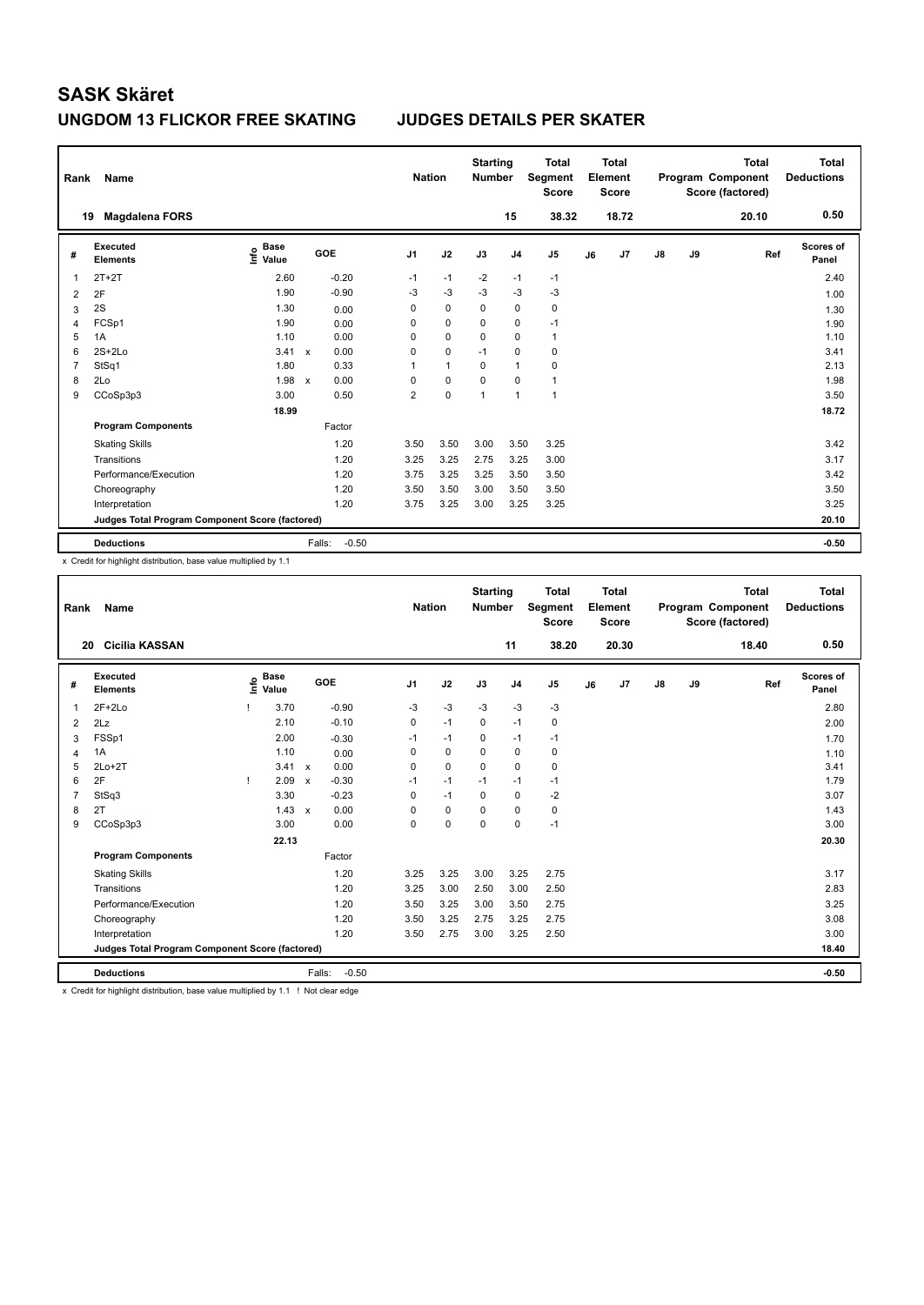# SASK Skäret

## UNGDOM 13 FLICKOR FREE SKATING — JUDGES DETAILS PER SKATER

| Rank | Name | Nation | Starting Number | Total Segment Score | Total Element Score | Total Program Component Score (factored) | Total Deductions |
|---|---|---|---|---|---|---|---|
| 19 | Magdalena FORS | | 15 | 38.32 | 18.72 | 20.10 | 0.50 |

| # | Executed Elements | Info | Base Value | | GOE | J1 | J2 | J3 | J4 | J5 | J6 | J7 | J8 | J9 | Ref | Scores of Panel |
|---|---|---|---|---|---|---|---|---|---|---|---|---|---|---|---|---|
| 1 | 2T+2T | | 2.60 | | -0.20 | -1 | -1 | -2 | -1 | -1 | | | | | | 2.40 |
| 2 | 2F | | 1.90 | | -0.90 | -3 | -3 | -3 | -3 | -3 | | | | | | 1.00 |
| 3 | 2S | | 1.30 | | 0.00 | 0 | 0 | 0 | 0 | 0 | | | | | | 1.30 |
| 4 | FCSp1 | | 1.90 | | 0.00 | 0 | 0 | 0 | 0 | -1 | | | | | | 1.90 |
| 5 | 1A | | 1.10 | | 0.00 | 0 | 0 | 0 | 0 | 1 | | | | | | 1.10 |
| 6 | 2S+2Lo | | 3.41 | x | 0.00 | 0 | 0 | -1 | 0 | 0 | | | | | | 3.41 |
| 7 | StSq1 | | 1.80 | | 0.33 | 1 | 1 | 0 | 1 | 0 | | | | | | 2.13 |
| 8 | 2Lo | | 1.98 | x | 0.00 | 0 | 0 | 0 | 0 | 1 | | | | | | 1.98 |
| 9 | CCoSp3p3 | | 3.00 | | 0.50 | 2 | 0 | 1 | 1 | 1 | | | | | | 3.50 |
| | | | 18.99 | | | | | | | | | | | | | 18.72 |
| | **Program Components** | | | | Factor | | | | | | | | | | | |
| | Skating Skills | | | | 1.20 | 3.50 | 3.50 | 3.00 | 3.50 | 3.25 | | | | | | 3.42 |
| | Transitions | | | | 1.20 | 3.25 | 3.25 | 2.75 | 3.25 | 3.00 | | | | | | 3.17 |
| | Performance/Execution | | | | 1.20 | 3.75 | 3.25 | 3.25 | 3.50 | 3.50 | | | | | | 3.42 |
| | Choreography | | | | 1.20 | 3.50 | 3.50 | 3.00 | 3.50 | 3.50 | | | | | | 3.50 |
| | Interpretation | | | | 1.20 | 3.75 | 3.25 | 3.00 | 3.25 | 3.25 | | | | | | 3.25 |
| | **Judges Total Program Component Score (factored)** | | | | | | | | | | | | | | | 20.10 |
| | **Deductions** | | | | Falls: -0.50 | | | | | | | | | | | -0.50 |

x Credit for highlight distribution, base value multiplied by 1.1

| Rank | Name | Nation | Starting Number | Total Segment Score | Total Element Score | Total Program Component Score (factored) | Total Deductions |
|---|---|---|---|---|---|---|---|
| 20 | Cicilia KASSAN | | 11 | 38.20 | 20.30 | 18.40 | 0.50 |

| # | Executed Elements | Info | Base Value | | GOE | J1 | J2 | J3 | J4 | J5 | J6 | J7 | J8 | J9 | Ref | Scores of Panel |
|---|---|---|---|---|---|---|---|---|---|---|---|---|---|---|---|---|
| 1 | 2F+2Lo | ! | 3.70 | | -0.90 | -3 | -3 | -3 | -3 | -3 | | | | | | 2.80 |
| 2 | 2Lz | | 2.10 | | -0.10 | 0 | -1 | 0 | -1 | 0 | | | | | | 2.00 |
| 3 | FSSp1 | | 2.00 | | -0.30 | -1 | -1 | 0 | -1 | -1 | | | | | | 1.70 |
| 4 | 1A | | 1.10 | | 0.00 | 0 | 0 | 0 | 0 | 0 | | | | | | 1.10 |
| 5 | 2Lo+2T | | 3.41 | x | 0.00 | 0 | 0 | 0 | 0 | 0 | | | | | | 3.41 |
| 6 | 2F | ! | 2.09 | x | -0.30 | -1 | -1 | -1 | -1 | -1 | | | | | | 1.79 |
| 7 | StSq3 | | 3.30 | | -0.23 | 0 | -1 | 0 | 0 | -2 | | | | | | 3.07 |
| 8 | 2T | | 1.43 | x | 0.00 | 0 | 0 | 0 | 0 | 0 | | | | | | 1.43 |
| 9 | CCoSp3p3 | | 3.00 | | 0.00 | 0 | 0 | 0 | 0 | -1 | | | | | | 3.00 |
| | | | 22.13 | | | | | | | | | | | | | 20.30 |
| | **Program Components** | | | | Factor | | | | | | | | | | | |
| | Skating Skills | | | | 1.20 | 3.25 | 3.25 | 3.00 | 3.25 | 2.75 | | | | | | 3.17 |
| | Transitions | | | | 1.20 | 3.25 | 3.00 | 2.50 | 3.00 | 2.50 | | | | | | 2.83 |
| | Performance/Execution | | | | 1.20 | 3.50 | 3.25 | 3.00 | 3.50 | 2.75 | | | | | | 3.25 |
| | Choreography | | | | 1.20 | 3.50 | 3.25 | 2.75 | 3.25 | 2.75 | | | | | | 3.08 |
| | Interpretation | | | | 1.20 | 3.50 | 2.75 | 3.00 | 3.25 | 2.50 | | | | | | 3.00 |
| | **Judges Total Program Component Score (factored)** | | | | | | | | | | | | | | | 18.40 |
| | **Deductions** | | | | Falls: -0.50 | | | | | | | | | | | -0.50 |

x Credit for highlight distribution, base value multiplied by 1.1 ! Not clear edge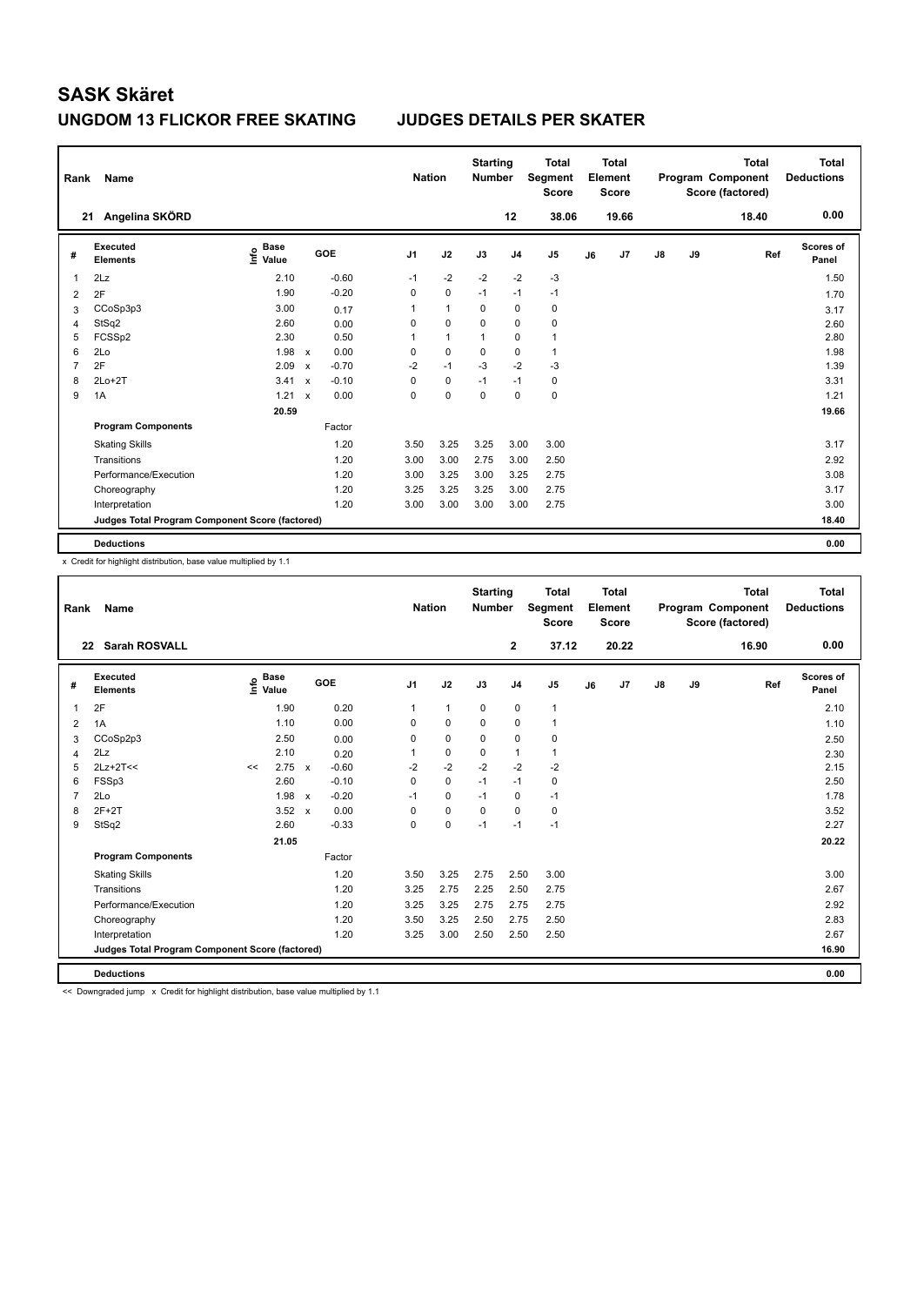# SASK Skäret

## UNGDOM 13 FLICKOR FREE SKATING JUDGES DETAILS PER SKATER

| Rank | Name | Nation | Starting Number | Total Segment Score | Total Element Score | Total Program Component Score (factored) | Total Deductions |
|---|---|---|---|---|---|---|---|
| 21 | Angelina SKÖRD | | 12 | 38.06 | 19.66 | 18.40 | 0.00 |

| # | Executed Elements | Info | Base Value | | GOE | J1 | J2 | J3 | J4 | J5 | J6 | J7 | J8 | J9 | Ref | Scores of Panel |
|---|---|---|---|---|---|---|---|---|---|---|---|---|---|---|---|---|
| 1 | 2Lz | | 2.10 | | -0.60 | -1 | -2 | -2 | -2 | -3 | | | | | | 1.50 |
| 2 | 2F | | 1.90 | | -0.20 | 0 | 0 | -1 | -1 | -1 | | | | | | 1.70 |
| 3 | CCoSp3p3 | | 3.00 | | 0.17 | 1 | 1 | 0 | 0 | 0 | | | | | | 3.17 |
| 4 | StSq2 | | 2.60 | | 0.00 | 0 | 0 | 0 | 0 | 0 | | | | | | 2.60 |
| 5 | FCSSp2 | | 2.30 | | 0.50 | 1 | 1 | 1 | 0 | 1 | | | | | | 2.80 |
| 6 | 2Lo | | 1.98 | x | 0.00 | 0 | 0 | 0 | 0 | 1 | | | | | | 1.98 |
| 7 | 2F | | 2.09 | x | -0.70 | -2 | -1 | -3 | -2 | -3 | | | | | | 1.39 |
| 8 | 2Lo+2T | | 3.41 | x | -0.10 | 0 | 0 | -1 | -1 | 0 | | | | | | 3.31 |
| 9 | 1A | | 1.21 | x | 0.00 | 0 | 0 | 0 | 0 | 0 | | | | | | 1.21 |
| | | | 20.59 | | | | | | | | | | | | | 19.66 |
| | **Program Components** | | | | Factor | | | | | | | | | | | |
| | Skating Skills | | | | 1.20 | 3.50 | 3.25 | 3.25 | 3.00 | 3.00 | | | | | | 3.17 |
| | Transitions | | | | 1.20 | 3.00 | 3.00 | 2.75 | 3.00 | 2.50 | | | | | | 2.92 |
| | Performance/Execution | | | | 1.20 | 3.00 | 3.25 | 3.00 | 3.25 | 2.75 | | | | | | 3.08 |
| | Choreography | | | | 1.20 | 3.25 | 3.25 | 3.25 | 3.00 | 2.75 | | | | | | 3.17 |
| | Interpretation | | | | 1.20 | 3.00 | 3.00 | 3.00 | 3.00 | 2.75 | | | | | | 3.00 |
| | **Judges Total Program Component Score (factored)** | | | | | | | | | | | | | | | 18.40 |
| | **Deductions** | | | | | | | | | | | | | | | 0.00 |

x Credit for highlight distribution, base value multiplied by 1.1

| Rank | Name | Nation | Starting Number | Total Segment Score | Total Element Score | Total Program Component Score (factored) | Total Deductions |
|---|---|---|---|---|---|---|---|
| 22 | Sarah ROSVALL | | 2 | 37.12 | 20.22 | 16.90 | 0.00 |

| # | Executed Elements | Info | Base Value | | GOE | J1 | J2 | J3 | J4 | J5 | J6 | J7 | J8 | J9 | Ref | Scores of Panel |
|---|---|---|---|---|---|---|---|---|---|---|---|---|---|---|---|---|
| 1 | 2F | | 1.90 | | 0.20 | 1 | 1 | 0 | 0 | 1 | | | | | | 2.10 |
| 2 | 1A | | 1.10 | | 0.00 | 0 | 0 | 0 | 0 | 1 | | | | | | 1.10 |
| 3 | CCoSp2p3 | | 2.50 | | 0.00 | 0 | 0 | 0 | 0 | 0 | | | | | | 2.50 |
| 4 | 2Lz | | 2.10 | | 0.20 | 1 | 0 | 0 | 1 | 1 | | | | | | 2.30 |
| 5 | 2Lz+2T<< | << | 2.75 | x | -0.60 | -2 | -2 | -2 | -2 | -2 | | | | | | 2.15 |
| 6 | FSSp3 | | 2.60 | | -0.10 | 0 | 0 | -1 | -1 | 0 | | | | | | 2.50 |
| 7 | 2Lo | | 1.98 | x | -0.20 | -1 | 0 | -1 | 0 | -1 | | | | | | 1.78 |
| 8 | 2F+2T | | 3.52 | x | 0.00 | 0 | 0 | 0 | 0 | 0 | | | | | | 3.52 |
| 9 | StSq2 | | 2.60 | | -0.33 | 0 | 0 | -1 | -1 | -1 | | | | | | 2.27 |
| | | | 21.05 | | | | | | | | | | | | | 20.22 |
| | **Program Components** | | | | Factor | | | | | | | | | | | |
| | Skating Skills | | | | 1.20 | 3.50 | 3.25 | 2.75 | 2.50 | 3.00 | | | | | | 3.00 |
| | Transitions | | | | 1.20 | 3.25 | 2.75 | 2.25 | 2.50 | 2.75 | | | | | | 2.67 |
| | Performance/Execution | | | | 1.20 | 3.25 | 3.25 | 2.75 | 2.75 | 2.75 | | | | | | 2.92 |
| | Choreography | | | | 1.20 | 3.50 | 3.25 | 2.50 | 2.75 | 2.50 | | | | | | 2.83 |
| | Interpretation | | | | 1.20 | 3.25 | 3.00 | 2.50 | 2.50 | 2.50 | | | | | | 2.67 |
| | **Judges Total Program Component Score (factored)** | | | | | | | | | | | | | | | 16.90 |
| | **Deductions** | | | | | | | | | | | | | | | 0.00 |

<< Downgraded jump x Credit for highlight distribution, base value multiplied by 1.1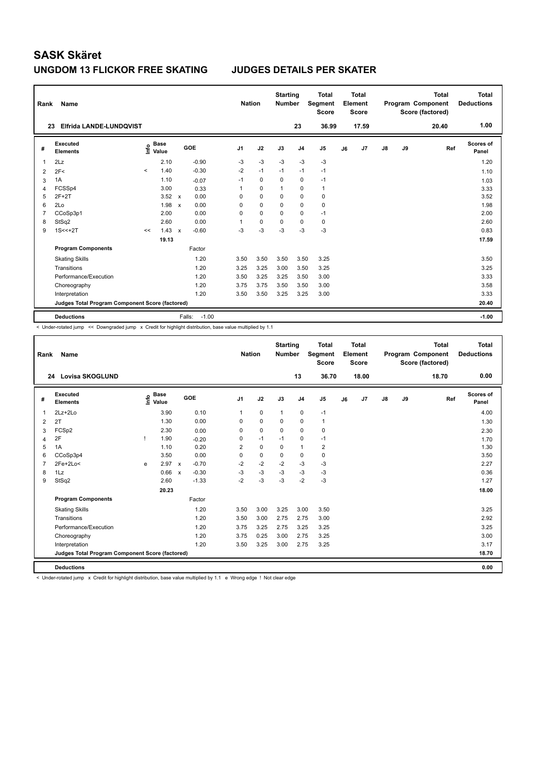# SASK Skäret

## UNGDOM 13 FLICKOR FREE SKATING JUDGES DETAILS PER SKATER

| Rank | Name | | | | Nation | | Starting Number | | Total Segment Score | | Total Element Score | | | Total Program Component Score (factored) | | Total Deductions |
|---|---|---|---|---|---|---|---|---|---|---|---|---|---|---|---|---|
| 23 | Elfrida LANDE-LUNDQVIST | | | | | | 23 | | 36.99 | | 17.59 | | | 20.40 | | 1.00 |

| # | Executed Elements | Info | Base Value | | GOE | J1 | J2 | J3 | J4 | J5 | J6 | J7 | J8 | J9 | Ref | Scores of Panel |
|---|---|---|---|---|---|---|---|---|---|---|---|---|---|---|---|---|
| 1 | 2Lz | | 2.10 | | -0.90 | -3 | -3 | -3 | -3 | -3 | | | | | | 1.20 |
| 2 | 2F< | < | 1.40 | | -0.30 | -2 | -1 | -1 | -1 | -1 | | | | | | 1.10 |
| 3 | 1A | | 1.10 | | -0.07 | -1 | 0 | 0 | 0 | -1 | | | | | | 1.03 |
| 4 | FCSSp4 | | 3.00 | | 0.33 | 1 | 0 | 1 | 0 | 1 | | | | | | 3.33 |
| 5 | 2F+2T | | 3.52 | x | 0.00 | 0 | 0 | 0 | 0 | 0 | | | | | | 3.52 |
| 6 | 2Lo | | 1.98 | x | 0.00 | 0 | 0 | 0 | 0 | 0 | | | | | | 1.98 |
| 7 | CCoSp3p1 | | 2.00 | | 0.00 | 0 | 0 | 0 | 0 | -1 | | | | | | 2.00 |
| 8 | StSq2 | | 2.60 | | 0.00 | 1 | 0 | 0 | 0 | 0 | | | | | | 2.60 |
| 9 | 1S<<+2T | << | 1.43 | x | -0.60 | -3 | -3 | -3 | -3 | -3 | | | | | | 0.83 |
| | | | 19.13 | | | | | | | | | | | | | 17.59 |
| | **Program Components** | | | | Factor | | | | | | | | | | | |
| | Skating Skills | | | | 1.20 | 3.50 | 3.50 | 3.50 | 3.50 | 3.25 | | | | | | 3.50 |
| | Transitions | | | | 1.20 | 3.25 | 3.25 | 3.00 | 3.50 | 3.25 | | | | | | 3.25 |
| | Performance/Execution | | | | 1.20 | 3.50 | 3.25 | 3.25 | 3.50 | 3.00 | | | | | | 3.33 |
| | Choreography | | | | 1.20 | 3.75 | 3.75 | 3.50 | 3.50 | 3.00 | | | | | | 3.58 |
| | Interpretation | | | | 1.20 | 3.50 | 3.50 | 3.25 | 3.25 | 3.00 | | | | | | 3.33 |
| | **Judges Total Program Component Score (factored)** | | | | | | | | | | | | | | | 20.40 |
| | **Deductions** | | | | Falls: -1.00 | | | | | | | | | | | -1.00 |

< Under-rotated jump << Downgraded jump x Credit for highlight distribution, base value multiplied by 1.1

| Rank | Name | | | | Nation | | Starting Number | | Total Segment Score | | Total Element Score | | | Total Program Component Score (factored) | | Total Deductions |
|---|---|---|---|---|---|---|---|---|---|---|---|---|---|---|---|---|
| 24 | Lovisa SKOGLUND | | | | | | 13 | | 36.70 | | 18.00 | | | 18.70 | | 0.00 |

| # | Executed Elements | Info | Base Value | | GOE | J1 | J2 | J3 | J4 | J5 | J6 | J7 | J8 | J9 | Ref | Scores of Panel |
|---|---|---|---|---|---|---|---|---|---|---|---|---|---|---|---|---|
| 1 | 2Lz+2Lo | | 3.90 | | 0.10 | 1 | 0 | 1 | 0 | -1 | | | | | | 4.00 |
| 2 | 2T | | 1.30 | | 0.00 | 0 | 0 | 0 | 0 | 1 | | | | | | 1.30 |
| 3 | FCSp2 | | 2.30 | | 0.00 | 0 | 0 | 0 | 0 | 0 | | | | | | 2.30 |
| 4 | 2F | ! | 1.90 | | -0.20 | 0 | -1 | -1 | 0 | -1 | | | | | | 1.70 |
| 5 | 1A | | 1.10 | | 0.20 | 2 | 0 | 0 | 1 | 2 | | | | | | 1.30 |
| 6 | CCoSp3p4 | | 3.50 | | 0.00 | 0 | 0 | 0 | 0 | 0 | | | | | | 3.50 |
| 7 | 2Fe+2Lo< | e | 2.97 | x | -0.70 | -2 | -2 | -2 | -3 | -3 | | | | | | 2.27 |
| 8 | 1Lz | | 0.66 | x | -0.30 | -3 | -3 | -3 | -3 | -3 | | | | | | 0.36 |
| 9 | StSq2 | | 2.60 | | -1.33 | -2 | -3 | -3 | -2 | -3 | | | | | | 1.27 |
| | | | 20.23 | | | | | | | | | | | | | 18.00 |
| | **Program Components** | | | | Factor | | | | | | | | | | | |
| | Skating Skills | | | | 1.20 | 3.50 | 3.00 | 3.25 | 3.00 | 3.50 | | | | | | 3.25 |
| | Transitions | | | | 1.20 | 3.50 | 3.00 | 2.75 | 2.75 | 3.00 | | | | | | 2.92 |
| | Performance/Execution | | | | 1.20 | 3.75 | 3.25 | 2.75 | 3.25 | 3.25 | | | | | | 3.25 |
| | Choreography | | | | 1.20 | 3.75 | 0.25 | 3.00 | 2.75 | 3.25 | | | | | | 3.00 |
| | Interpretation | | | | 1.20 | 3.50 | 3.25 | 3.00 | 2.75 | 3.25 | | | | | | 3.17 |
| | **Judges Total Program Component Score (factored)** | | | | | | | | | | | | | | | 18.70 |
| | **Deductions** | | | | | | | | | | | | | | | 0.00 |

< Under-rotated jump x Credit for highlight distribution, base value multiplied by 1.1 e Wrong edge ! Not clear edge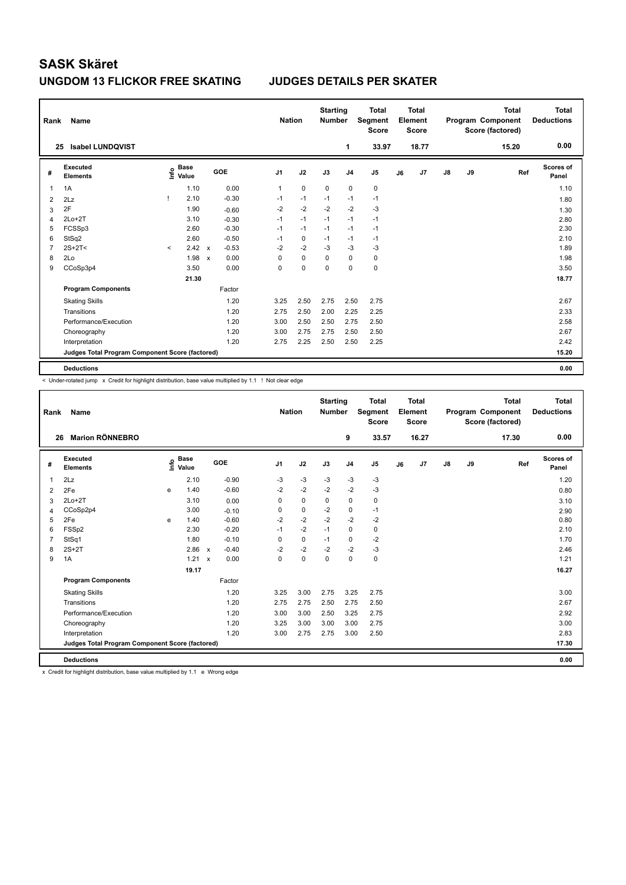# SASK Skäret

## UNGDOM 13 FLICKOR FREE SKATING JUDGES DETAILS PER SKATER

| Rank | Name | Nation | Starting Number | Total Segment Score | Total Element Score | Total Program Component Score (factored) | Total Deductions |
|---|---|---|---|---|---|---|---|
| 25 | Isabel LUNDQVIST | | 1 | 33.97 | 18.77 | 15.20 | 0.00 |

| # | Executed Elements | Info | Base Value | | GOE | J1 | J2 | J3 | J4 | J5 | J6 | J7 | J8 | J9 | Ref | Scores of Panel |
|---|---|---|---|---|---|---|---|---|---|---|---|---|---|---|---|---|
| 1 | 1A | | 1.10 | | 0.00 | 1 | 0 | 0 | 0 | 0 | | | | | | 1.10 |
| 2 | 2Lz | ! | 2.10 | | -0.30 | -1 | -1 | -1 | -1 | -1 | | | | | | 1.80 |
| 3 | 2F | | 1.90 | | -0.60 | -2 | -2 | -2 | -2 | -3 | | | | | | 1.30 |
| 4 | 2Lo+2T | | 3.10 | | -0.30 | -1 | -1 | -1 | -1 | -1 | | | | | | 2.80 |
| 5 | FCSSp3 | | 2.60 | | -0.30 | -1 | -1 | -1 | -1 | -1 | | | | | | 2.30 |
| 6 | StSq2 | | 2.60 | | -0.50 | -1 | 0 | -1 | -1 | -1 | | | | | | 2.10 |
| 7 | 2S+2T< | < | 2.42 | x | -0.53 | -2 | -2 | -3 | -3 | -3 | | | | | | 1.89 |
| 8 | 2Lo | | 1.98 | x | 0.00 | 0 | 0 | 0 | 0 | 0 | | | | | | 1.98 |
| 9 | CCoSp3p4 | | 3.50 | | 0.00 | 0 | 0 | 0 | 0 | 0 | | | | | | 3.50 |
| | | | 21.30 | | | | | | | | | | | | | 18.77 |
| | **Program Components** | | | | Factor | | | | | | | | | | | |
| | Skating Skills | | | | 1.20 | 3.25 | 2.50 | 2.75 | 2.50 | 2.75 | | | | | | 2.67 |
| | Transitions | | | | 1.20 | 2.75 | 2.50 | 2.00 | 2.25 | 2.25 | | | | | | 2.33 |
| | Performance/Execution | | | | 1.20 | 3.00 | 2.50 | 2.50 | 2.75 | 2.50 | | | | | | 2.58 |
| | Choreography | | | | 1.20 | 3.00 | 2.75 | 2.75 | 2.50 | 2.50 | | | | | | 2.67 |
| | Interpretation | | | | 1.20 | 2.75 | 2.25 | 2.50 | 2.50 | 2.25 | | | | | | 2.42 |
| | **Judges Total Program Component Score (factored)** | | | | | | | | | | | | | | | 15.20 |
| | **Deductions** | | | | | | | | | | | | | | | 0.00 |

< Under-rotated jump x Credit for highlight distribution, base value multiplied by 1.1 ! Not clear edge

| Rank | Name | Nation | Starting Number | Total Segment Score | Total Element Score | Total Program Component Score (factored) | Total Deductions |
|---|---|---|---|---|---|---|---|
| 26 | Marion RÖNNEBRO | | 9 | 33.57 | 16.27 | 17.30 | 0.00 |

| # | Executed Elements | Info | Base Value | | GOE | J1 | J2 | J3 | J4 | J5 | J6 | J7 | J8 | J9 | Ref | Scores of Panel |
|---|---|---|---|---|---|---|---|---|---|---|---|---|---|---|---|---|
| 1 | 2Lz | | 2.10 | | -0.90 | -3 | -3 | -3 | -3 | -3 | | | | | | 1.20 |
| 2 | 2Fe | e | 1.40 | | -0.60 | -2 | -2 | -2 | -2 | -3 | | | | | | 0.80 |
| 3 | 2Lo+2T | | 3.10 | | 0.00 | 0 | 0 | 0 | 0 | 0 | | | | | | 3.10 |
| 4 | CCoSp2p4 | | 3.00 | | -0.10 | 0 | 0 | -2 | 0 | -1 | | | | | | 2.90 |
| 5 | 2Fe | e | 1.40 | | -0.60 | -2 | -2 | -2 | -2 | -2 | | | | | | 0.80 |
| 6 | FSSp2 | | 2.30 | | -0.20 | -1 | -2 | -1 | 0 | 0 | | | | | | 2.10 |
| 7 | StSq1 | | 1.80 | | -0.10 | 0 | 0 | -1 | 0 | -2 | | | | | | 1.70 |
| 8 | 2S+2T | | 2.86 | x | -0.40 | -2 | -2 | -2 | -2 | -3 | | | | | | 2.46 |
| 9 | 1A | | 1.21 | x | 0.00 | 0 | 0 | 0 | 0 | 0 | | | | | | 1.21 |
| | | | 19.17 | | | | | | | | | | | | | 16.27 |
| | **Program Components** | | | | Factor | | | | | | | | | | | |
| | Skating Skills | | | | 1.20 | 3.25 | 3.00 | 2.75 | 3.25 | 2.75 | | | | | | 3.00 |
| | Transitions | | | | 1.20 | 2.75 | 2.75 | 2.50 | 2.75 | 2.50 | | | | | | 2.67 |
| | Performance/Execution | | | | 1.20 | 3.00 | 3.00 | 2.50 | 3.25 | 2.75 | | | | | | 2.92 |
| | Choreography | | | | 1.20 | 3.25 | 3.00 | 3.00 | 3.00 | 2.75 | | | | | | 3.00 |
| | Interpretation | | | | 1.20 | 3.00 | 2.75 | 2.75 | 3.00 | 2.50 | | | | | | 2.83 |
| | **Judges Total Program Component Score (factored)** | | | | | | | | | | | | | | | 17.30 |
| | **Deductions** | | | | | | | | | | | | | | | 0.00 |

x Credit for highlight distribution, base value multiplied by 1.1 e Wrong edge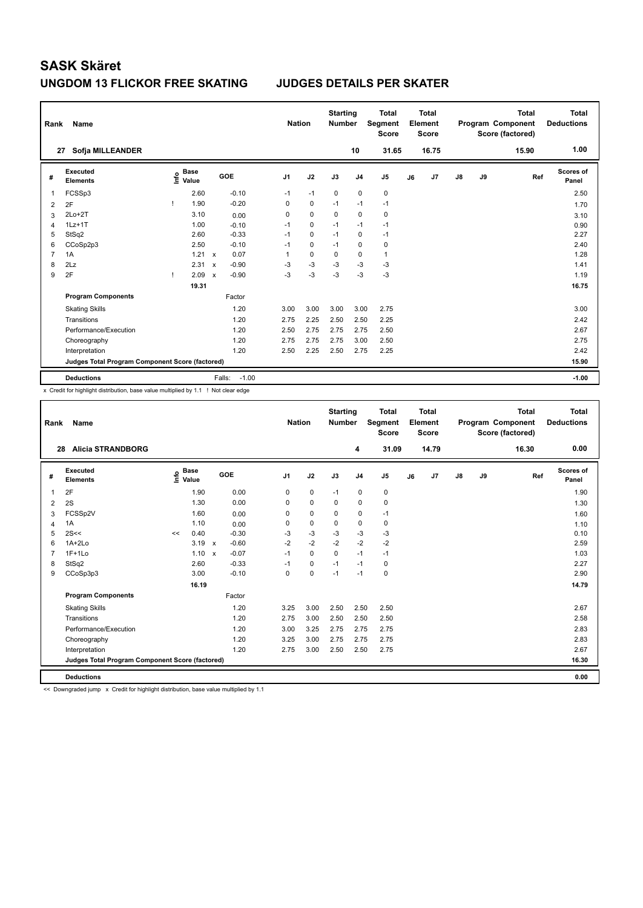# SASK Skäret

## UNGDOM 13 FLICKOR FREE SKATING JUDGES DETAILS PER SKATER

| Rank | Name | Nation | Starting Number | Total Segment Score | Total Element Score | Total Program Component Score (factored) | Total Deductions |
|---|---|---|---|---|---|---|---|
| 27 | Sofja MILLEANDER | | 10 | 31.65 | 16.75 | 15.90 | 1.00 |

| # | Executed Elements | Info | Base Value | | GOE | J1 | J2 | J3 | J4 | J5 | J6 | J7 | J8 | J9 | Ref | Scores of Panel |
|---|---|---|---|---|---|---|---|---|---|---|---|---|---|---|---|---|
| 1 | FCSSp3 | | 2.60 | | -0.10 | -1 | -1 | 0 | 0 | 0 | | | | | | 2.50 |
| 2 | 2F | ! | 1.90 | | -0.20 | 0 | 0 | -1 | -1 | -1 | | | | | | 1.70 |
| 3 | 2Lo+2T | | 3.10 | | 0.00 | 0 | 0 | 0 | 0 | 0 | | | | | | 3.10 |
| 4 | 1Lz+1T | | 1.00 | | -0.10 | -1 | 0 | -1 | -1 | -1 | | | | | | 0.90 |
| 5 | StSq2 | | 2.60 | | -0.33 | -1 | 0 | -1 | 0 | -1 | | | | | | 2.27 |
| 6 | CCoSp2p3 | | 2.50 | | -0.10 | -1 | 0 | -1 | 0 | 0 | | | | | | 2.40 |
| 7 | 1A | | 1.21 | x | 0.07 | 1 | 0 | 0 | 0 | 1 | | | | | | 1.28 |
| 8 | 2Lz | | 2.31 | x | -0.90 | -3 | -3 | -3 | -3 | -3 | | | | | | 1.41 |
| 9 | 2F | ! | 2.09 | x | -0.90 | -3 | -3 | -3 | -3 | -3 | | | | | | 1.19 |
| | | | 19.31 | | | | | | | | | | | | | 16.75 |
| | **Program Components** | | | | Factor | | | | | | | | | | | |
| | Skating Skills | | | | 1.20 | 3.00 | 3.00 | 3.00 | 3.00 | 2.75 | | | | | | 3.00 |
| | Transitions | | | | 1.20 | 2.75 | 2.25 | 2.50 | 2.50 | 2.25 | | | | | | 2.42 |
| | Performance/Execution | | | | 1.20 | 2.50 | 2.75 | 2.75 | 2.75 | 2.50 | | | | | | 2.67 |
| | Choreography | | | | 1.20 | 2.75 | 2.75 | 2.75 | 3.00 | 2.50 | | | | | | 2.75 |
| | Interpretation | | | | 1.20 | 2.50 | 2.25 | 2.50 | 2.75 | 2.25 | | | | | | 2.42 |
| | Judges Total Program Component Score (factored) | | | | | | | | | | | | | | | 15.90 |
| | **Deductions** | | | | Falls: -1.00 | | | | | | | | | | | -1.00 |

x Credit for highlight distribution, base value multiplied by 1.1 ! Not clear edge

| Rank | Name | Nation | Starting Number | Total Segment Score | Total Element Score | Total Program Component Score (factored) | Total Deductions |
|---|---|---|---|---|---|---|---|
| 28 | Alicia STRANDBORG | | 4 | 31.09 | 14.79 | 16.30 | 0.00 |

| # | Executed Elements | Info | Base Value | | GOE | J1 | J2 | J3 | J4 | J5 | J6 | J7 | J8 | J9 | Ref | Scores of Panel |
|---|---|---|---|---|---|---|---|---|---|---|---|---|---|---|---|---|
| 1 | 2F | | 1.90 | | 0.00 | 0 | 0 | -1 | 0 | 0 | | | | | | 1.90 |
| 2 | 2S | | 1.30 | | 0.00 | 0 | 0 | 0 | 0 | 0 | | | | | | 1.30 |
| 3 | FCSSp2V | | 1.60 | | 0.00 | 0 | 0 | 0 | 0 | -1 | | | | | | 1.60 |
| 4 | 1A | | 1.10 | | 0.00 | 0 | 0 | 0 | 0 | 0 | | | | | | 1.10 |
| 5 | 2S<< | << | 0.40 | | -0.30 | -3 | -3 | -3 | -3 | -3 | | | | | | 0.10 |
| 6 | 1A+2Lo | | 3.19 | x | -0.60 | -2 | -2 | -2 | -2 | -2 | | | | | | 2.59 |
| 7 | 1F+1Lo | | 1.10 | x | -0.07 | -1 | 0 | 0 | -1 | -1 | | | | | | 1.03 |
| 8 | StSq2 | | 2.60 | | -0.33 | -1 | 0 | -1 | -1 | 0 | | | | | | 2.27 |
| 9 | CCoSp3p3 | | 3.00 | | -0.10 | 0 | 0 | -1 | -1 | 0 | | | | | | 2.90 |
| | | | 16.19 | | | | | | | | | | | | | 14.79 |
| | **Program Components** | | | | Factor | | | | | | | | | | | |
| | Skating Skills | | | | 1.20 | 3.25 | 3.00 | 2.50 | 2.50 | 2.50 | | | | | | 2.67 |
| | Transitions | | | | 1.20 | 2.75 | 3.00 | 2.50 | 2.50 | 2.50 | | | | | | 2.58 |
| | Performance/Execution | | | | 1.20 | 3.00 | 3.25 | 2.75 | 2.75 | 2.75 | | | | | | 2.83 |
| | Choreography | | | | 1.20 | 3.25 | 3.00 | 2.75 | 2.75 | 2.75 | | | | | | 2.83 |
| | Interpretation | | | | 1.20 | 2.75 | 3.00 | 2.50 | 2.50 | 2.75 | | | | | | 2.67 |
| | Judges Total Program Component Score (factored) | | | | | | | | | | | | | | | 16.30 |
| | **Deductions** | | | | | | | | | | | | | | | 0.00 |

<< Downgraded jump x Credit for highlight distribution, base value multiplied by 1.1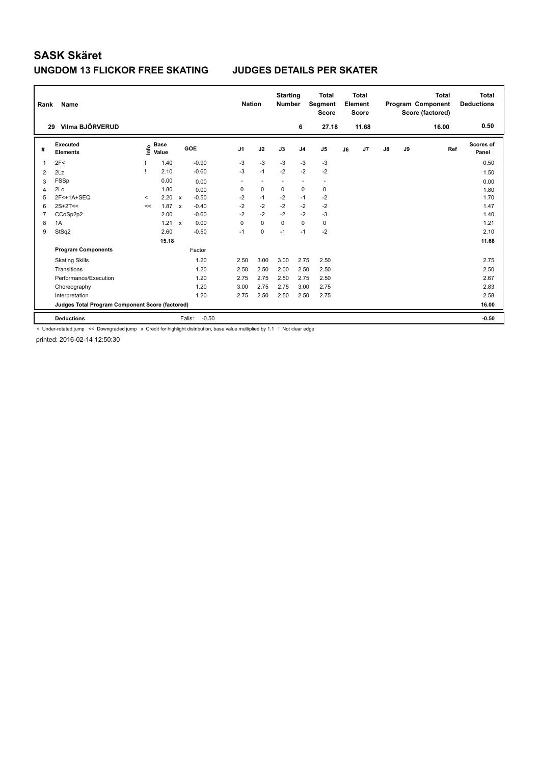# SASK Skäret

## UNGDOM 13 FLICKOR FREE SKATING JUDGES DETAILS PER SKATER

| Rank | Name | Nation | Starting Number | Total Segment Score | Total Element Score | Total Program Component Score (factored) | Total Deductions |
|---|---|---|---|---|---|---|---|
| 29 | Vilma BJÖRVERUD | | 6 | 27.18 | 11.68 | 16.00 | 0.50 |

| # | Executed Elements | Info | Base Value | | GOE | J1 | J2 | J3 | J4 | J5 | J6 | J7 | J8 | J9 | Ref | Scores of Panel |
|---|---|---|---|---|---|---|---|---|---|---|---|---|---|---|---|---|
| 1 | 2F< | ! | 1.40 | | -0.90 | -3 | -3 | -3 | -3 | -3 | | | | | | 0.50 |
| 2 | 2Lz | ! | 2.10 | | -0.60 | -3 | -1 | -2 | -2 | -2 | | | | | | 1.50 |
| 3 | FSSp | | 0.00 | | 0.00 | - | - | - | - | - | | | | | | 0.00 |
| 4 | 2Lo | | 1.80 | | 0.00 | 0 | 0 | 0 | 0 | 0 | | | | | | 1.80 |
| 5 | 2F<+1A+SEQ | < | 2.20 | x | -0.50 | -2 | -1 | -2 | -1 | -2 | | | | | | 1.70 |
| 6 | 2S+2T<< | << | 1.87 | x | -0.40 | -2 | -2 | -2 | -2 | -2 | | | | | | 1.47 |
| 7 | CCoSp2p2 | | 2.00 | | -0.60 | -2 | -2 | -2 | -2 | -3 | | | | | | 1.40 |
| 8 | 1A | | 1.21 | x | 0.00 | 0 | 0 | 0 | 0 | 0 | | | | | | 1.21 |
| 9 | StSq2 | | 2.60 | | -0.50 | -1 | 0 | -1 | -1 | -2 | | | | | | 2.10 |
| | | | 15.18 | | | | | | | | | | | | | 11.68 |
| | **Program Components** | | | | Factor | | | | | | | | | | | |
| | Skating Skills | | | | 1.20 | 2.50 | 3.00 | 3.00 | 2.75 | 2.50 | | | | | | 2.75 |
| | Transitions | | | | 1.20 | 2.50 | 2.50 | 2.00 | 2.50 | 2.50 | | | | | | 2.50 |
| | Performance/Execution | | | | 1.20 | 2.75 | 2.75 | 2.50 | 2.75 | 2.50 | | | | | | 2.67 |
| | Choreography | | | | 1.20 | 3.00 | 2.75 | 2.75 | 3.00 | 2.75 | | | | | | 2.83 |
| | Interpretation | | | | 1.20 | 2.75 | 2.50 | 2.50 | 2.50 | 2.75 | | | | | | 2.58 |
| | **Judges Total Program Component Score (factored)** | | | | | | | | | | | | | | | 16.00 |
| | **Deductions** | | | | Falls: -0.50 | | | | | | | | | | | -0.50 |

< Under-rotated jump << Downgraded jump x Credit for highlight distribution, base value multiplied by 1.1 ! Not clear edge

printed: 2016-02-14 12:50:30